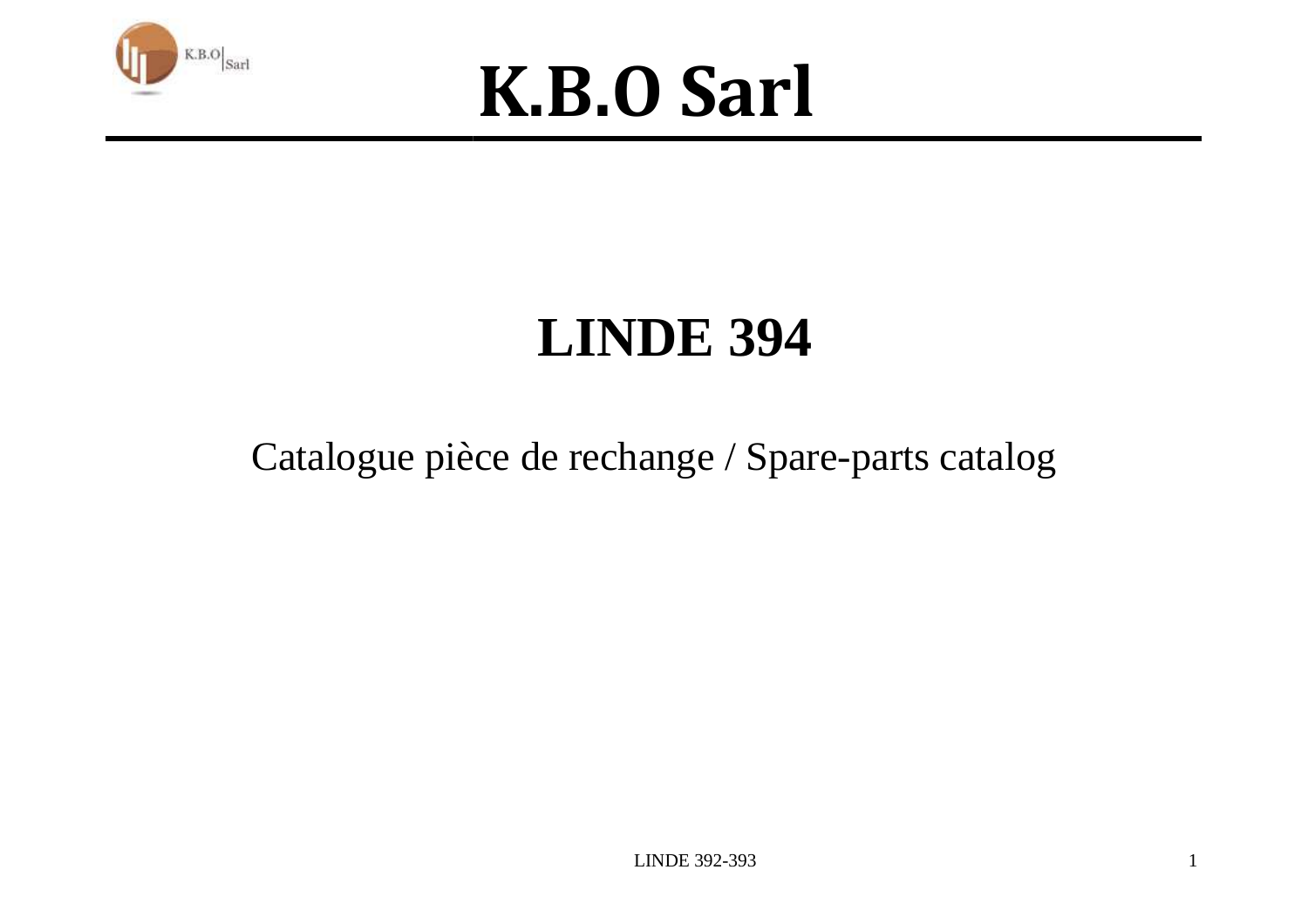# K.B.O Sarl

## LINDE 394

Catalogue pièce de rechange / Spare-parts catalog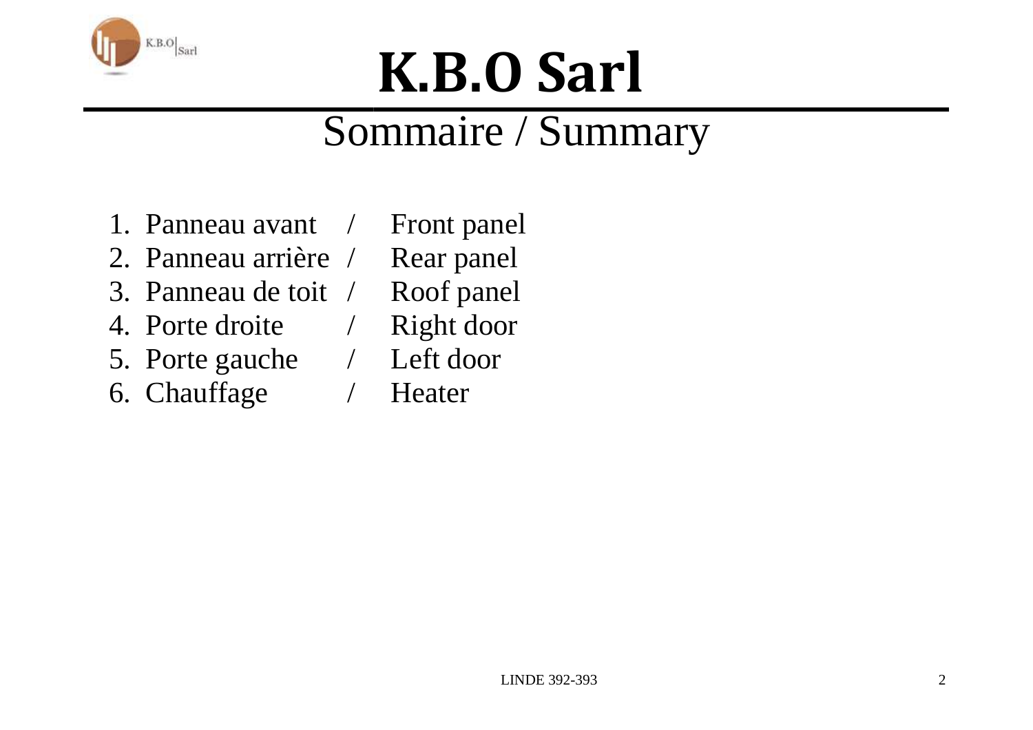# K.B.O Sarl

## Sommaire / Summary

1. Panneau avant / Front panel
2. Panneau arrière / Rear panel
3. Panneau de toit / Roof panel
4. Porte droite / Right door
5. Porte gauche / Left door
6. Chauffage / Heater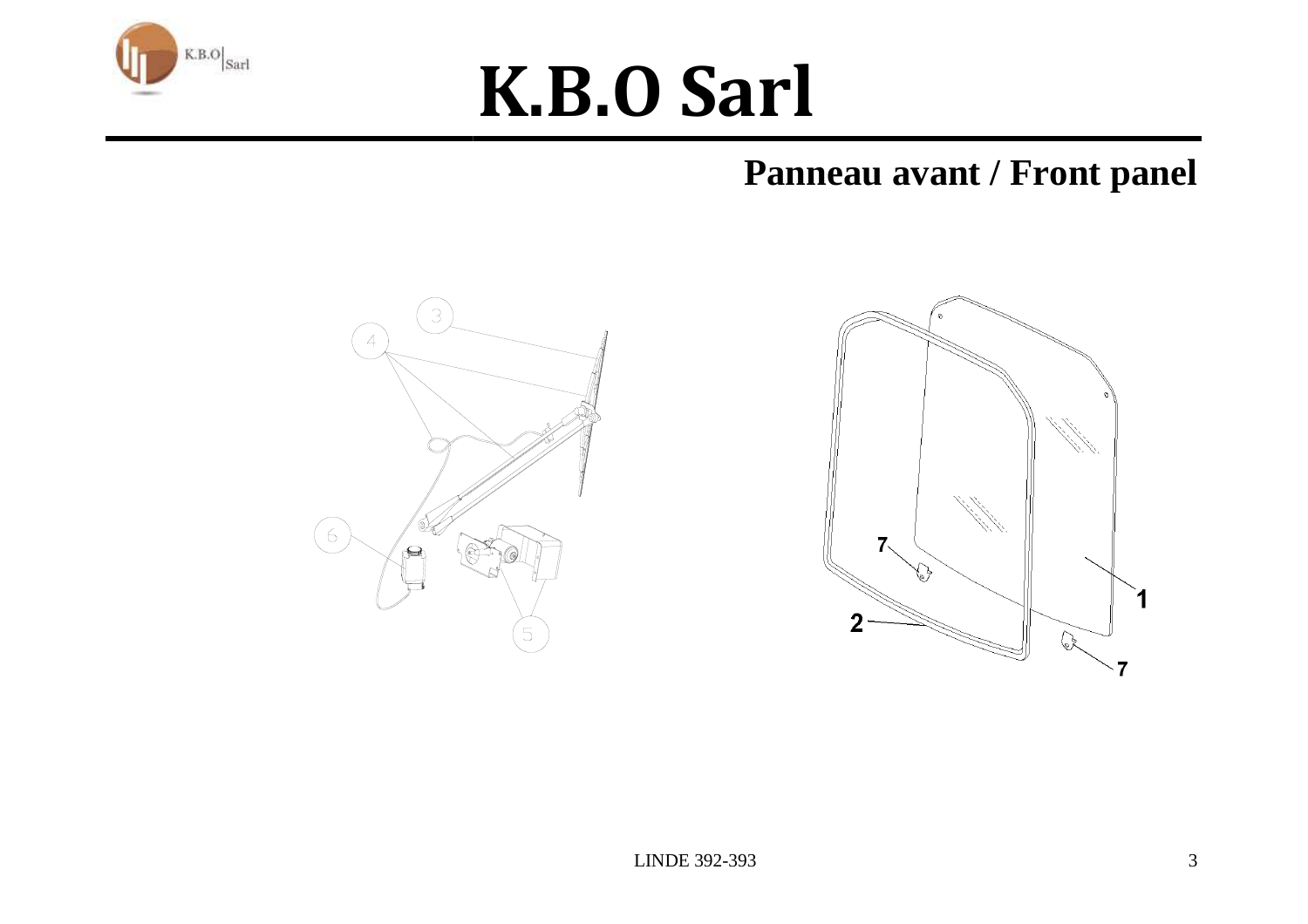# K.B.O Sarl

## Panneau avant / Front panel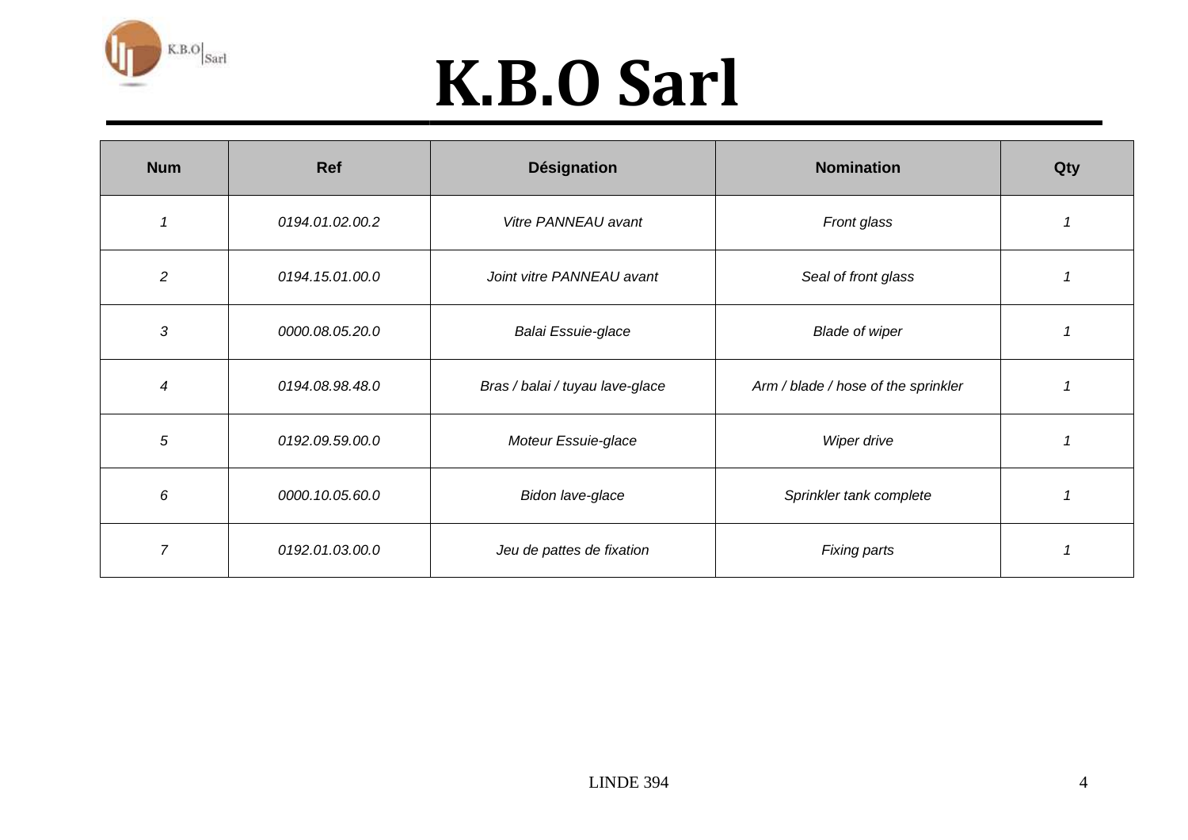# K.B.O Sarl

| Num | Ref | Désignation | Nomination | Qty |
|---|---|---|---|---|
| *1* | *0194.01.02.00.2* | *Vitre PANNEAU avant* | *Front glass* | *1* |
| *2* | *0194.15.01.00.0* | *Joint vitre PANNEAU avant* | *Seal of front glass* | *1* |
| *3* | *0000.08.05.20.0* | *Balai Essuie-glace* | *Blade of wiper* | *1* |
| *4* | *0194.08.98.48.0* | *Bras / balai / tuyau lave-glace* | *Arm / blade / hose of the sprinkler* | *1* |
| *5* | *0192.09.59.00.0* | *Moteur Essuie-glace* | *Wiper drive* | *1* |
| *6* | *0000.10.05.60.0* | *Bidon lave-glace* | *Sprinkler tank complete* | *1* |
| *7* | *0192.01.03.00.0* | *Jeu de pattes de fixation* | *Fixing parts* | *1* |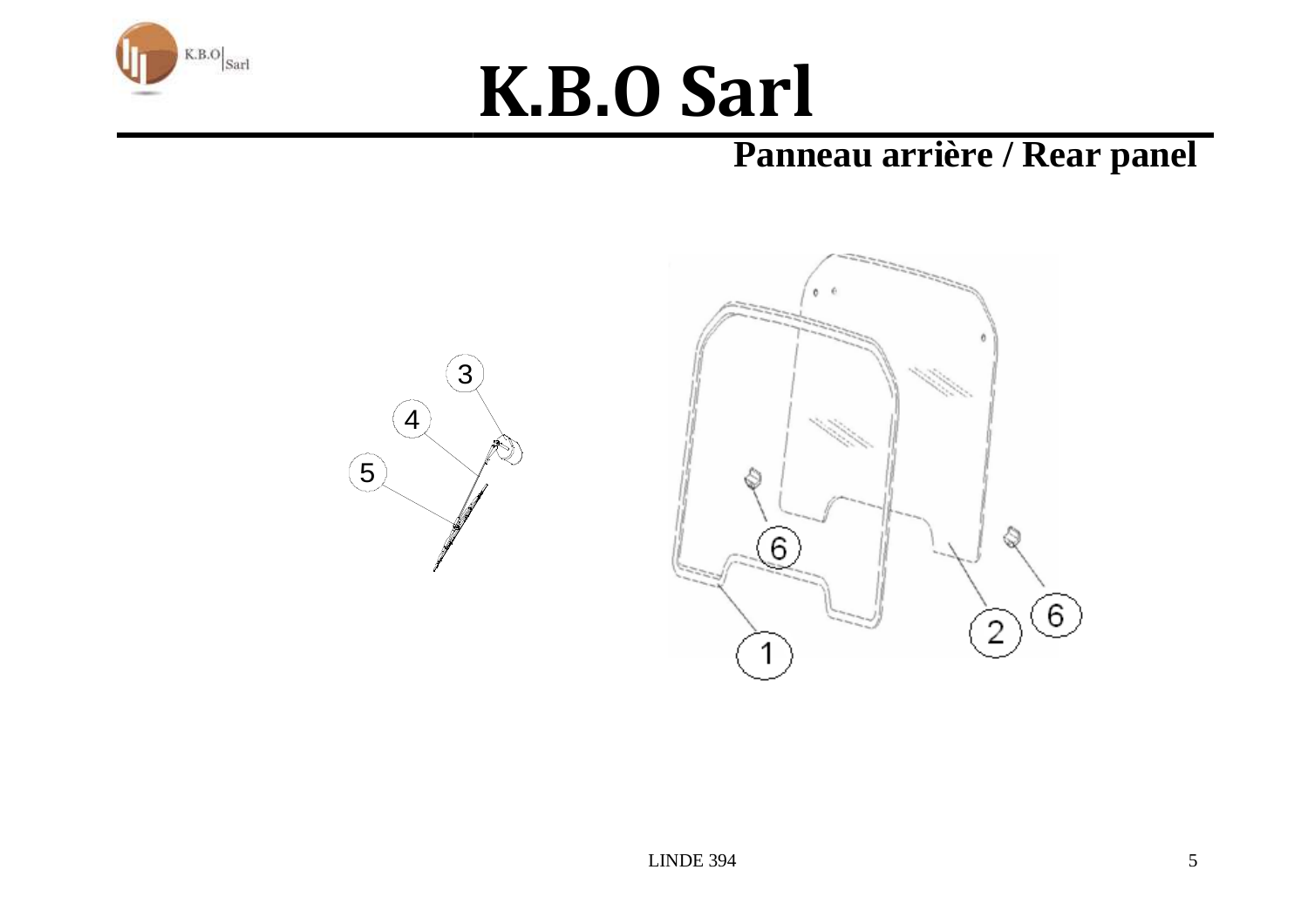# K.B.O Sarl

## Panneau arrière / Rear panel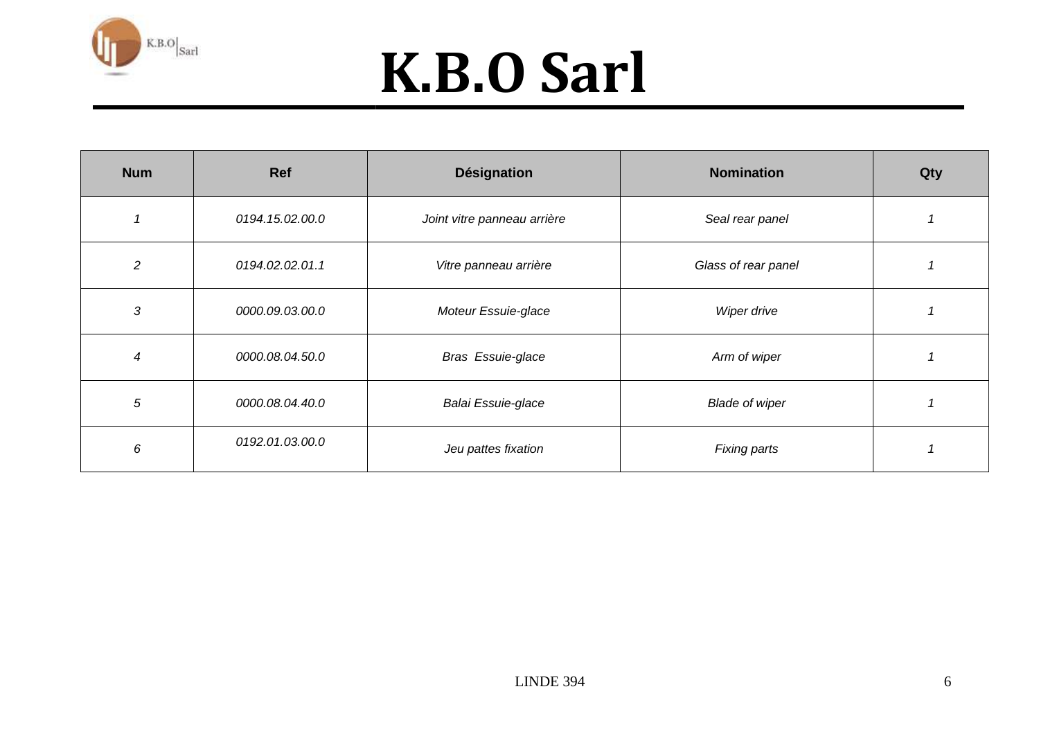# K.B.O Sarl

| Num | Ref | Désignation | Nomination | Qty |
|---|---|---|---|---|
| *1* | *0194.15.02.00.0* | *Joint vitre panneau arrière* | *Seal rear panel* | *1* |
| *2* | *0194.02.02.01.1* | *Vitre panneau arrière* | *Glass of rear panel* | *1* |
| *3* | *0000.09.03.00.0* | *Moteur Essuie-glace* | *Wiper drive* | *1* |
| *4* | *0000.08.04.50.0* | *Bras  Essuie-glace* | *Arm of wiper* | *1* |
| *5* | *0000.08.04.40.0* | *Balai Essuie-glace* | *Blade of wiper* | *1* |
| *6* | *0192.01.03.00.0* | *Jeu pattes fixation* | *Fixing parts* | *1* |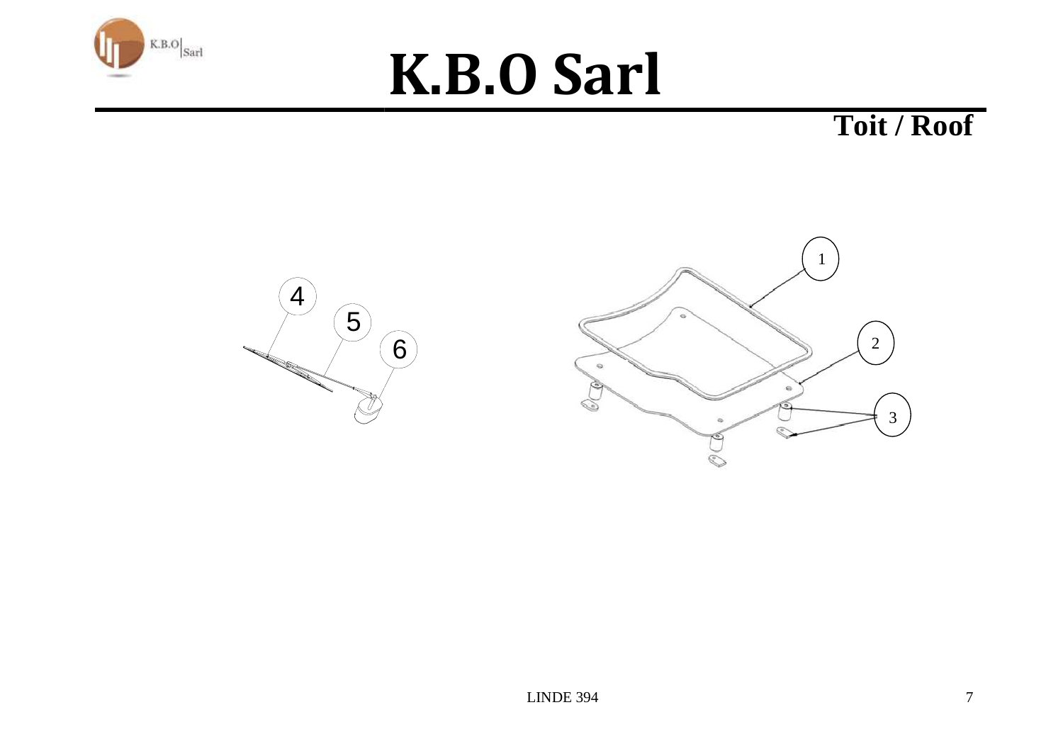# K.B.O Sarl

## Toit / Roof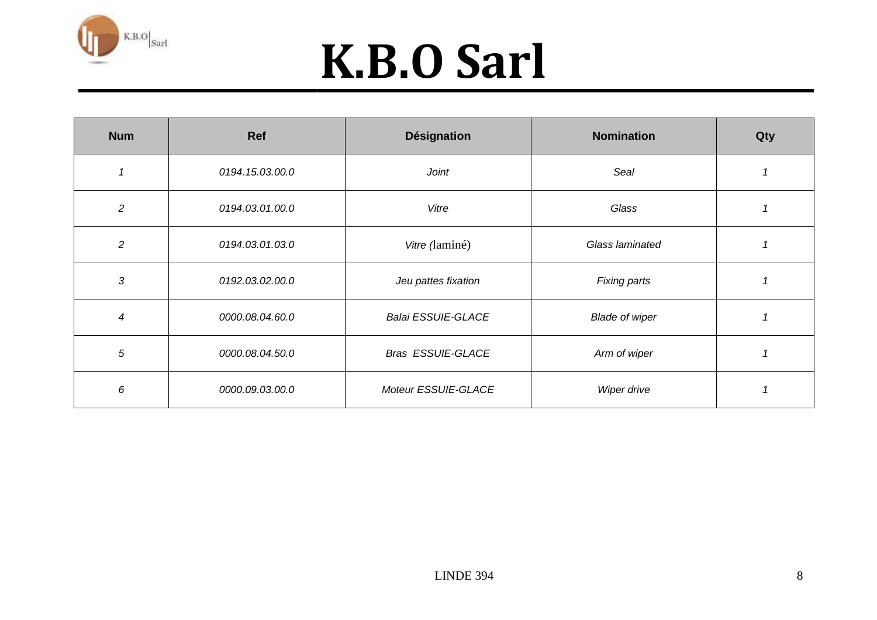# K.B.O Sarl

| Num | Ref | Désignation | Nomination | Qty |
|---|---|---|---|---|
| *1* | *0194.15.03.00.0* | *Joint* | *Seal* | *1* |
| *2* | *0194.03.01.00.0* | *Vitre* | *Glass* | *1* |
| *2* | *0194.03.01.03.0* | *Vitre (*laminé) | *Glass laminated* | *1* |
| *3* | *0192.03.02.00.0* | *Jeu pattes fixation* | *Fixing parts* | *1* |
| *4* | *0000.08.04.60.0* | *Balai ESSUIE-GLACE* | *Blade of wiper* | *1* |
| *5* | *0000.08.04.50.0* | *Bras ESSUIE-GLACE* | *Arm of wiper* | *1* |
| *6* | *0000.09.03.00.0* | *Moteur ESSUIE-GLACE* | *Wiper drive* | *1* |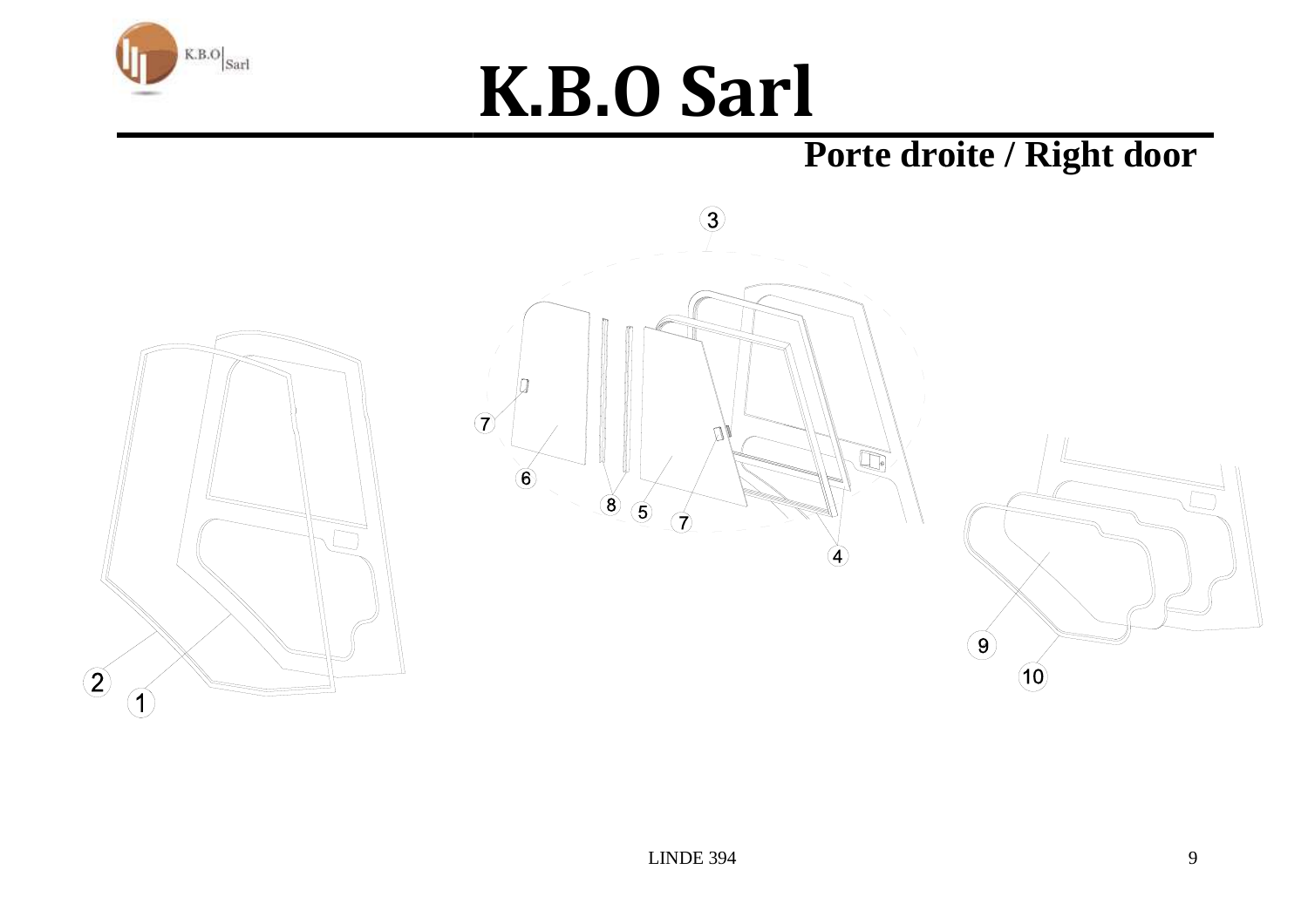# K.B.O Sarl

## Porte droite / Right door

3

7

6

8 5 7

4

2

1

9

10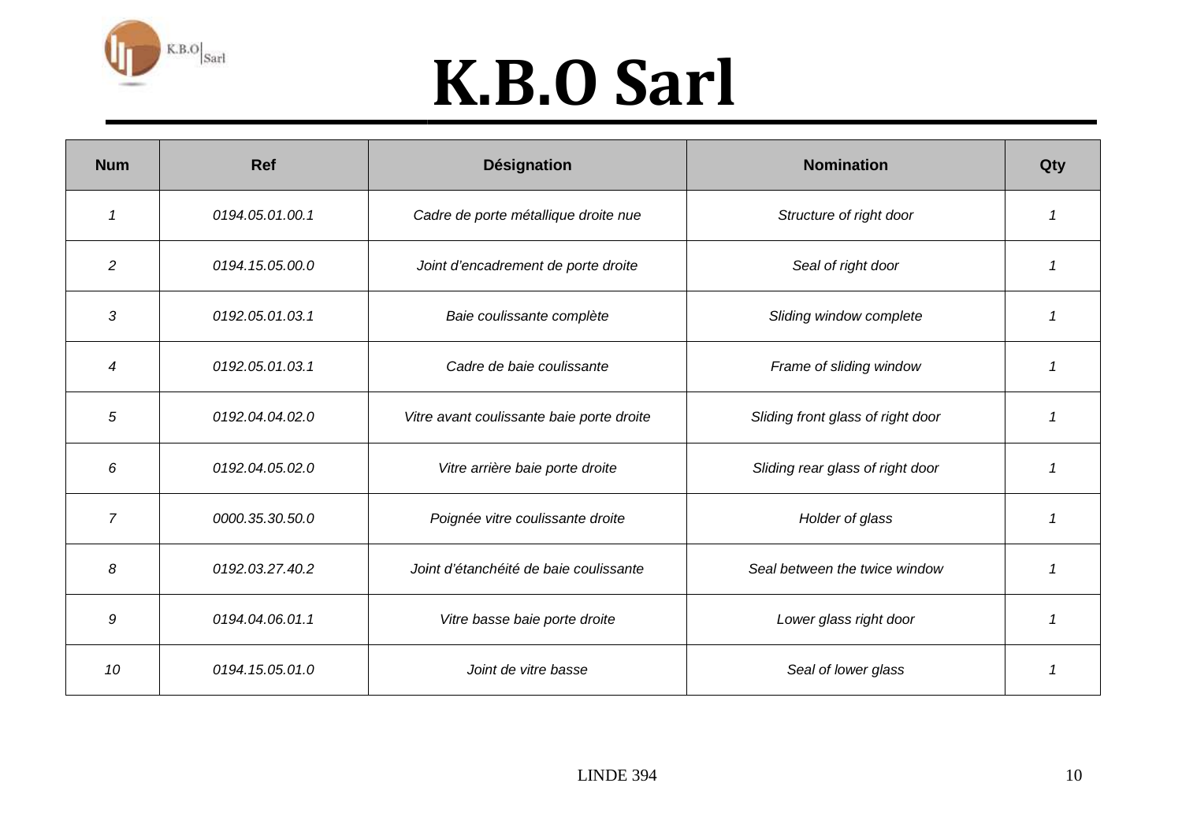# K.B.O Sarl

| Num | Ref | Désignation | Nomination | Qty |
|---|---|---|---|---|
| *1* | *0194.05.01.00.1* | *Cadre de porte métallique droite nue* | *Structure of right door* | *1* |
| *2* | *0194.15.05.00.0* | *Joint d'encadrement de porte droite* | *Seal of right door* | *1* |
| *3* | *0192.05.01.03.1* | *Baie coulissante complète* | *Sliding window complete* | *1* |
| *4* | *0192.05.01.03.1* | *Cadre de baie coulissante* | *Frame of sliding window* | *1* |
| *5* | *0192.04.04.02.0* | *Vitre avant coulissante baie porte droite* | *Sliding front glass of right door* | *1* |
| *6* | *0192.04.05.02.0* | *Vitre arrière baie porte droite* | *Sliding rear glass of right door* | *1* |
| *7* | *0000.35.30.50.0* | *Poignée vitre coulissante droite* | *Holder of glass* | *1* |
| *8* | *0192.03.27.40.2* | *Joint d'étanchéité de baie coulissante* | *Seal between the twice window* | *1* |
| *9* | *0194.04.06.01.1* | *Vitre basse baie porte droite* | *Lower glass right door* | *1* |
| *10* | *0194.15.05.01.0* | *Joint de vitre basse* | *Seal of lower glass* | *1* |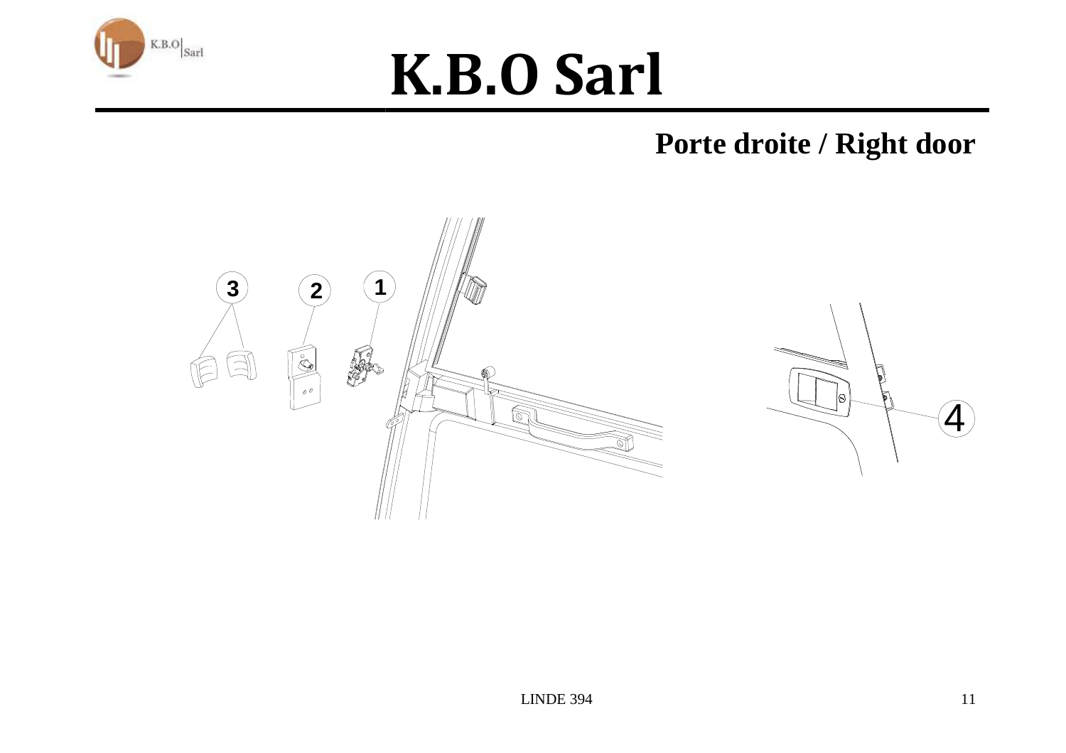# K.B.O Sarl

## Porte droite / Right door

3 2 1

4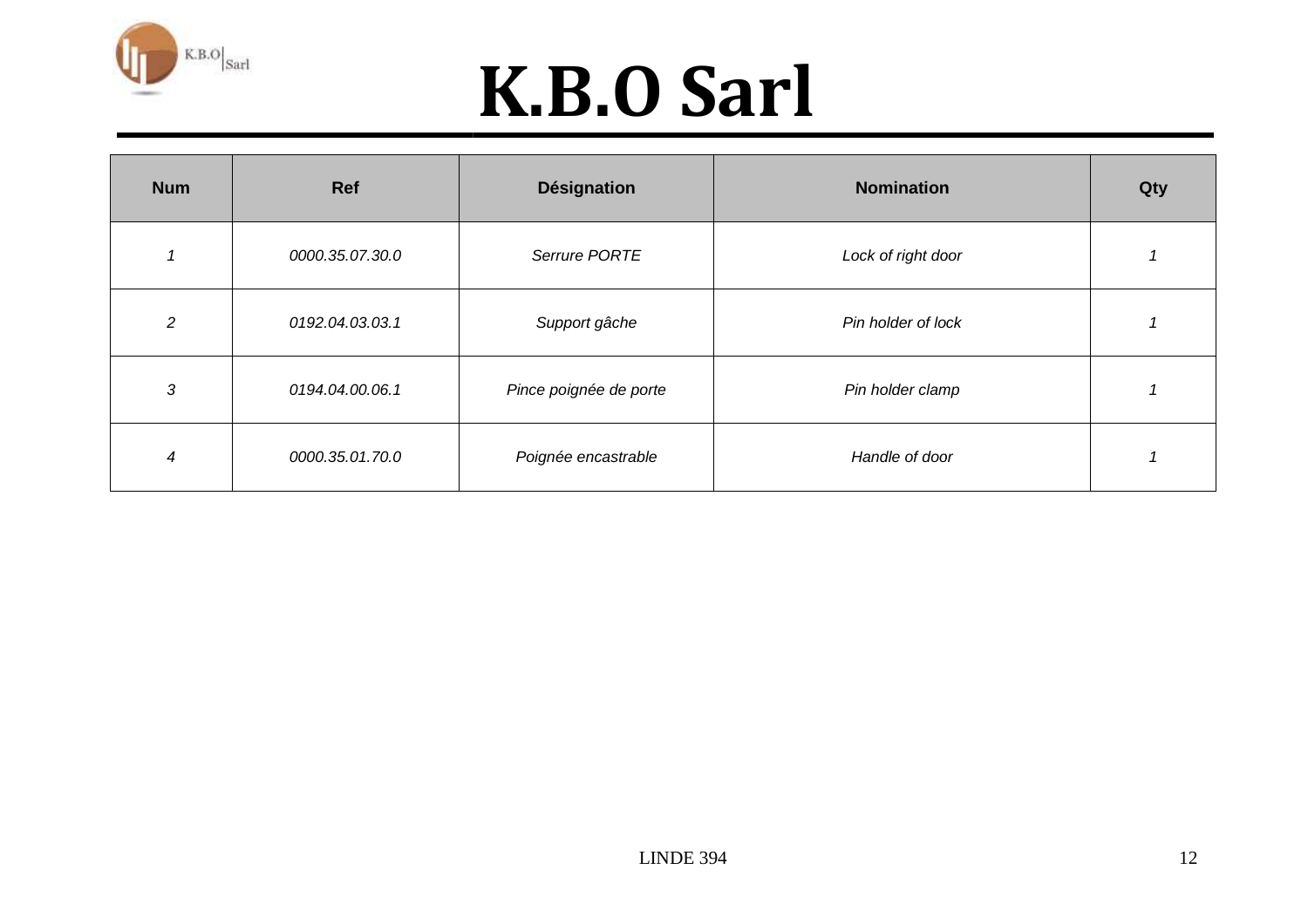# K.B.O Sarl

| Num | Ref | Désignation | Nomination | Qty |
|---|---|---|---|---|
| *1* | *0000.35.07.30.0* | *Serrure PORTE* | *Lock of right door* | *1* |
| *2* | *0192.04.03.03.1* | *Support gâche* | *Pin holder of lock* | *1* |
| *3* | *0194.04.00.06.1* | *Pince poignée de porte* | *Pin holder clamp* | *1* |
| *4* | *0000.35.01.70.0* | *Poignée encastrable* | *Handle of door* | *1* |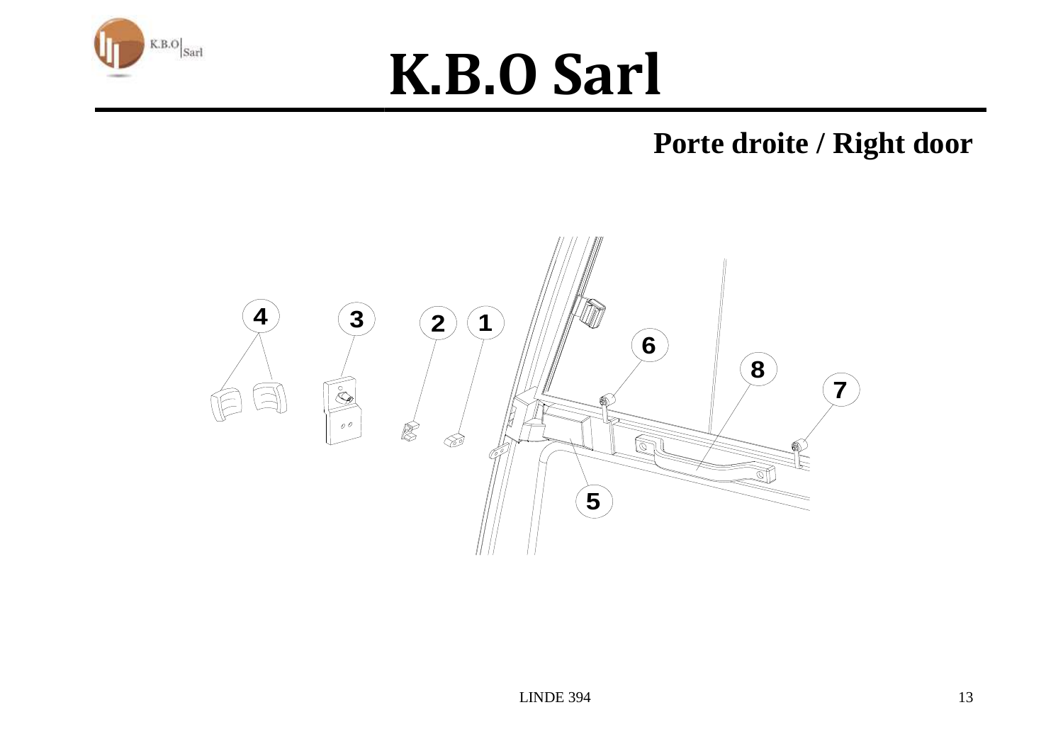# K.B.O Sarl

## Porte droite / Right door

4 3 2 1 6 8 7 5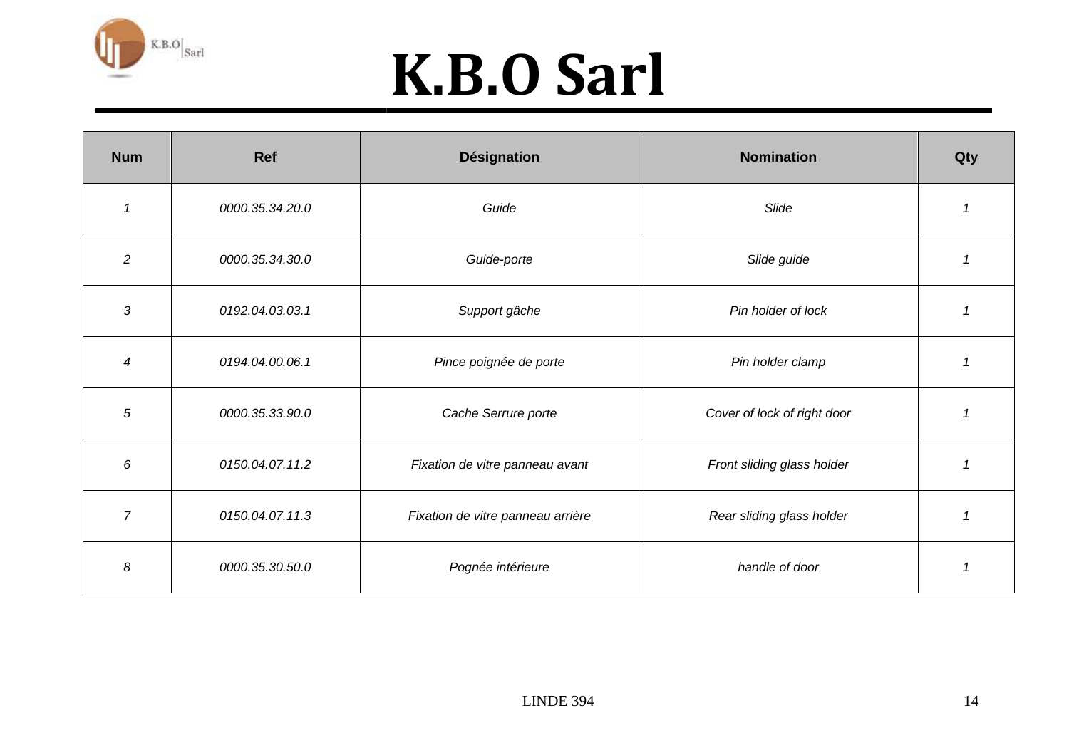# K.B.O Sarl

| Num | Ref | Désignation | Nomination | Qty |
|---|---|---|---|---|
| *1* | *0000.35.34.20.0* | *Guide* | *Slide* | *1* |
| *2* | *0000.35.34.30.0* | *Guide-porte* | *Slide guide* | *1* |
| *3* | *0192.04.03.03.1* | *Support gâche* | *Pin holder of lock* | *1* |
| *4* | *0194.04.00.06.1* | *Pince poignée de porte* | *Pin holder clamp* | *1* |
| *5* | *0000.35.33.90.0* | *Cache Serrure porte* | *Cover of lock of right door* | *1* |
| *6* | *0150.04.07.11.2* | *Fixation de vitre panneau avant* | *Front sliding glass holder* | *1* |
| *7* | *0150.04.07.11.3* | *Fixation de vitre panneau arrière* | *Rear sliding glass holder* | *1* |
| *8* | *0000.35.30.50.0* | *Pognée intérieure* | *handle of door* | *1* |

LINDE 394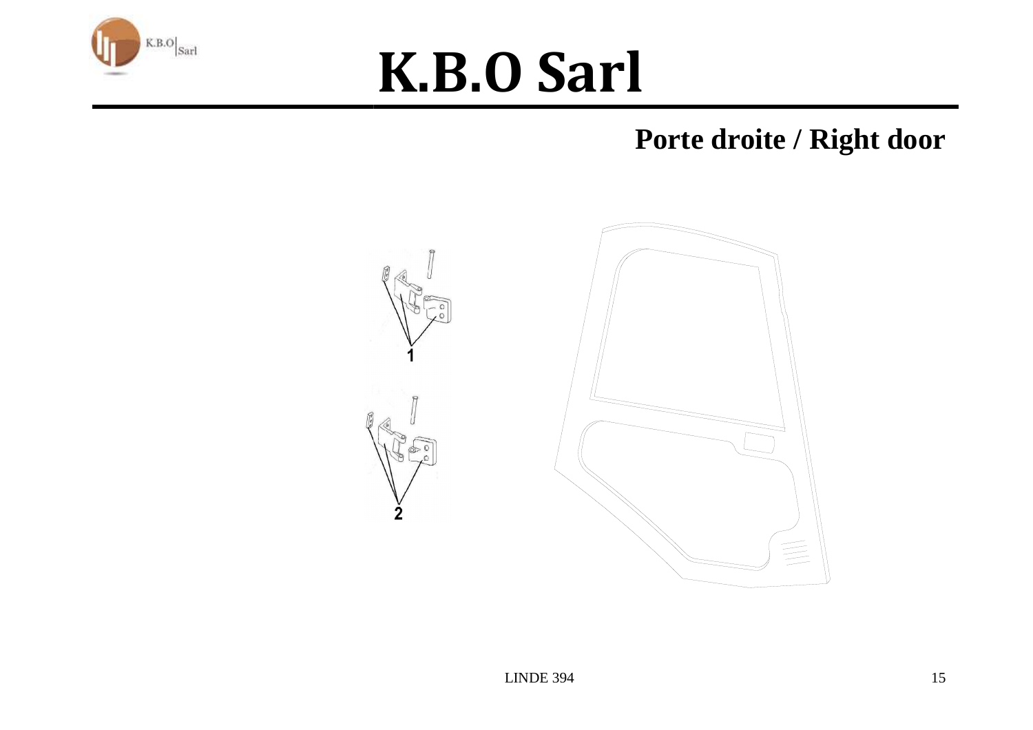## Porte droite / Right door

1

2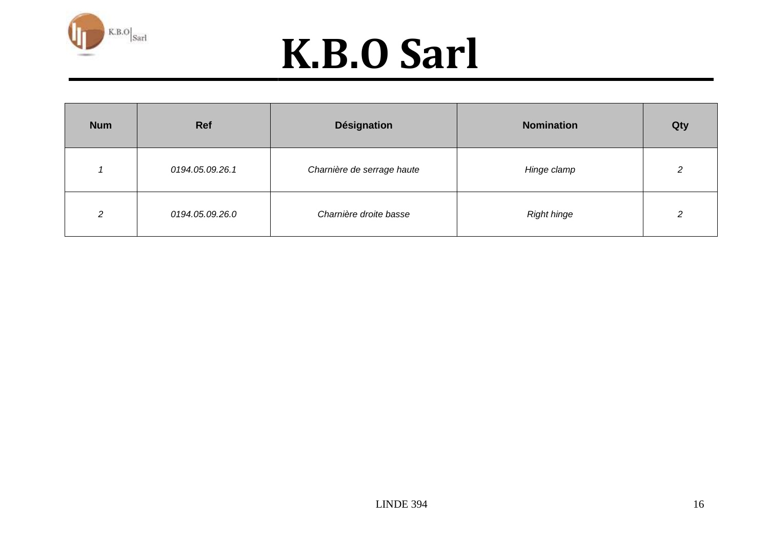# K.B.O Sarl

| Num | Ref | Désignation | Nomination | Qty |
|---|---|---|---|---|
| *1* | *0194.05.09.26.1* | *Charnière de serrage haute* | *Hinge clamp* | *2* |
| *2* | *0194.05.09.26.0* | *Charnière droite basse* | *Right hinge* | *2* |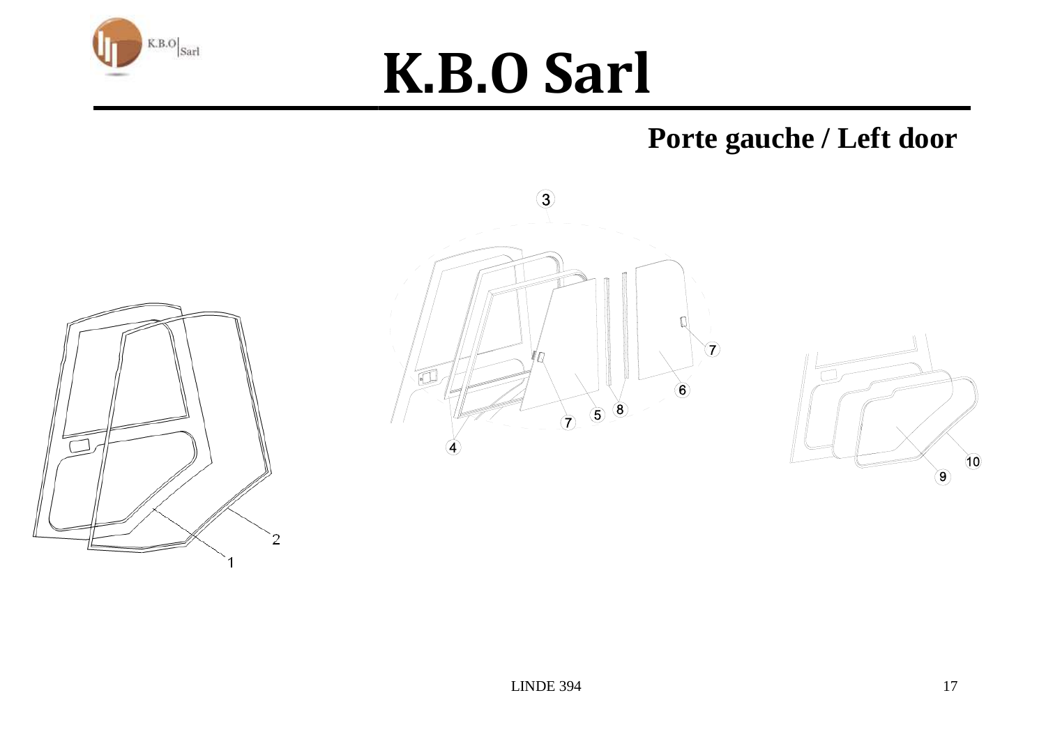# K.B.O Sarl

## Porte gauche / Left door

1
2
3
4
5
6
7
7
8
9
10

LINDE 394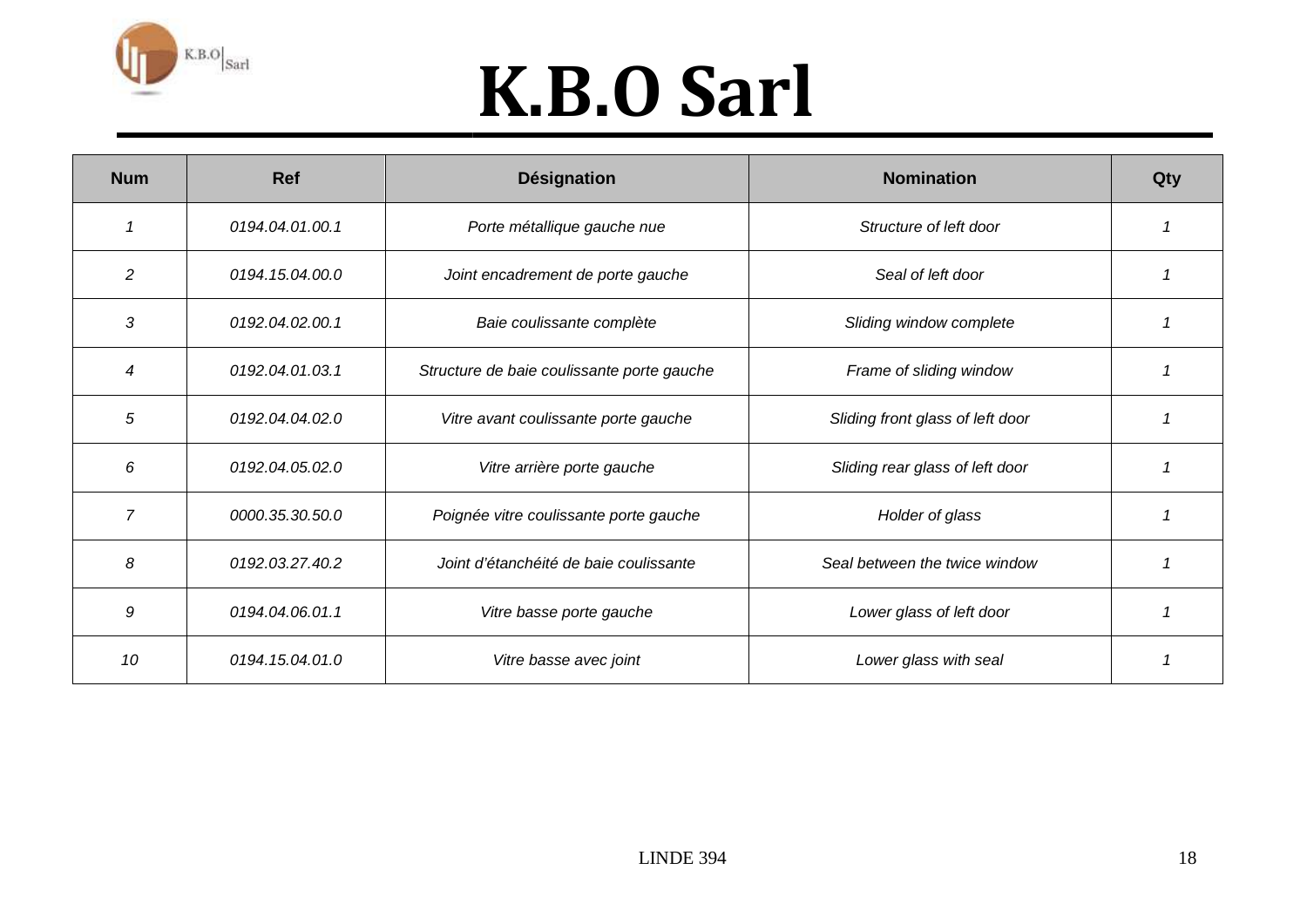# K.B.O Sarl

| Num | Ref | Désignation | Nomination | Qty |
|---|---|---|---|---|
| *1* | *0194.04.01.00.1* | *Porte métallique gauche nue* | *Structure of left door* | *1* |
| *2* | *0194.15.04.00.0* | *Joint encadrement de porte gauche* | *Seal of left door* | *1* |
| *3* | *0192.04.02.00.1* | *Baie coulissante complète* | *Sliding window complete* | *1* |
| *4* | *0192.04.01.03.1* | *Structure de baie coulissante porte gauche* | *Frame of sliding window* | *1* |
| *5* | *0192.04.04.02.0* | *Vitre avant coulissante porte gauche* | *Sliding front glass of left door* | *1* |
| *6* | *0192.04.05.02.0* | *Vitre arrière porte gauche* | *Sliding rear glass of left door* | *1* |
| *7* | *0000.35.30.50.0* | *Poignée vitre coulissante porte gauche* | *Holder of glass* | *1* |
| *8* | *0192.03.27.40.2* | *Joint d'étanchéité de baie coulissante* | *Seal between the twice window* | *1* |
| *9* | *0194.04.06.01.1* | *Vitre basse porte gauche* | *Lower glass of left door* | *1* |
| *10* | *0194.15.04.01.0* | *Vitre basse avec joint* | *Lower glass with seal* | *1* |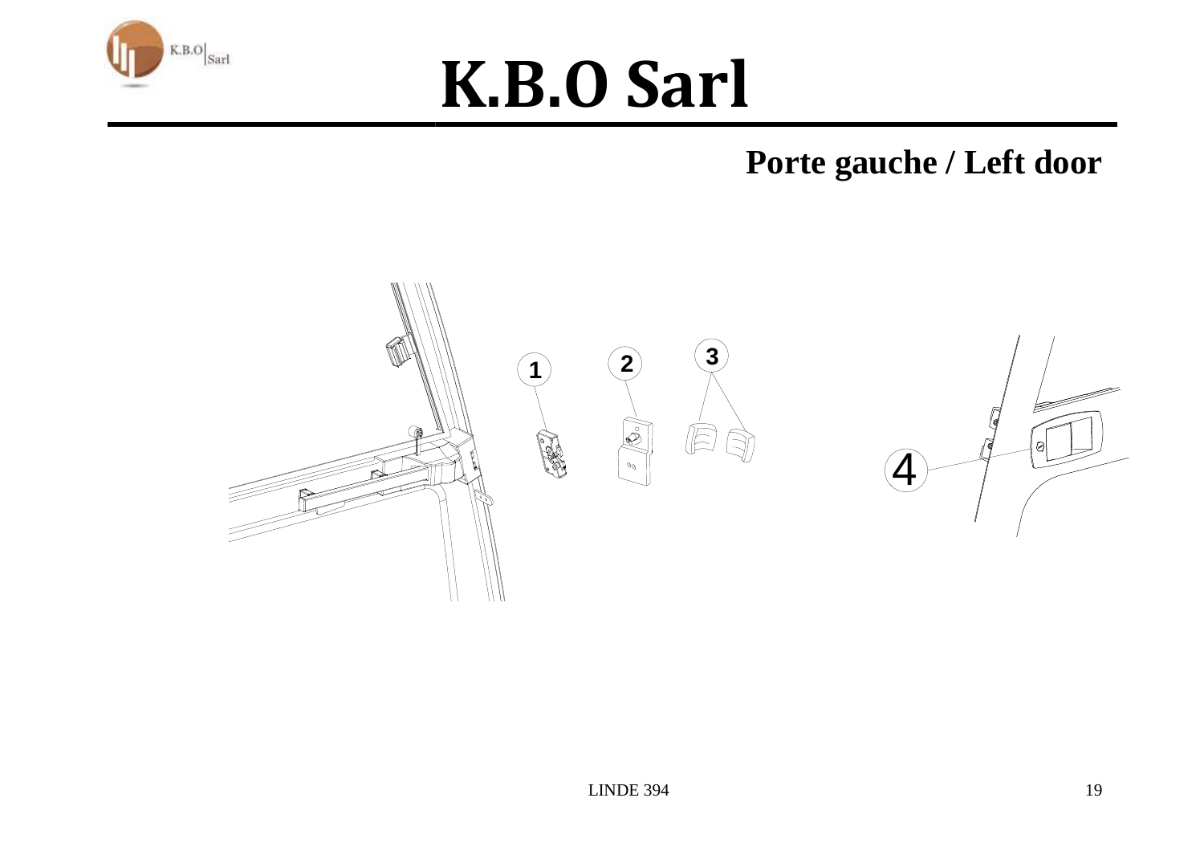# K.B.O Sarl

**Porte gauche / Left door**

1

2

3

4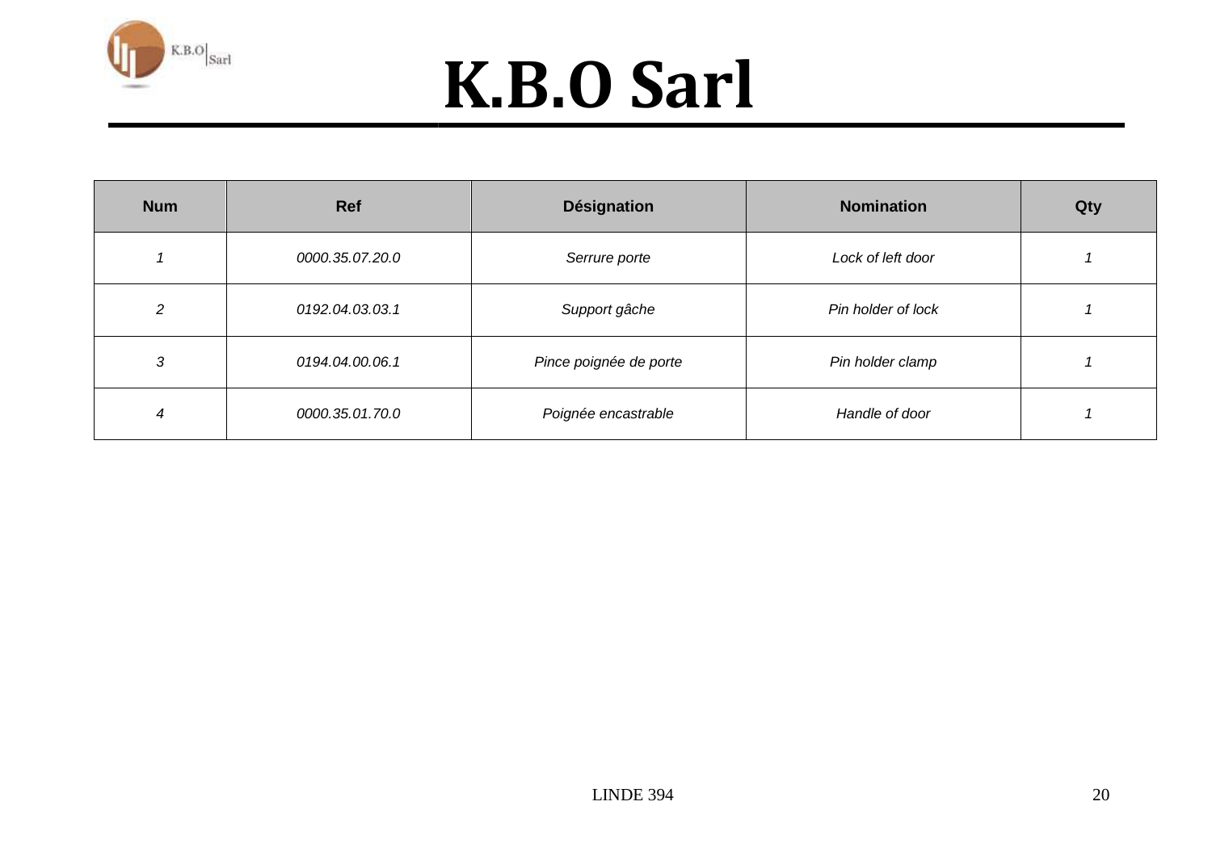# K.B.O Sarl

| Num | Ref | Désignation | Nomination | Qty |
|---|---|---|---|---|
| *1* | *0000.35.07.20.0* | *Serrure porte* | *Lock of left door* | *1* |
| *2* | *0192.04.03.03.1* | *Support gâche* | *Pin holder of lock* | *1* |
| *3* | *0194.04.00.06.1* | *Pince poignée de porte* | *Pin holder clamp* | *1* |
| *4* | *0000.35.01.70.0* | *Poignée encastrable* | *Handle of door* | *1* |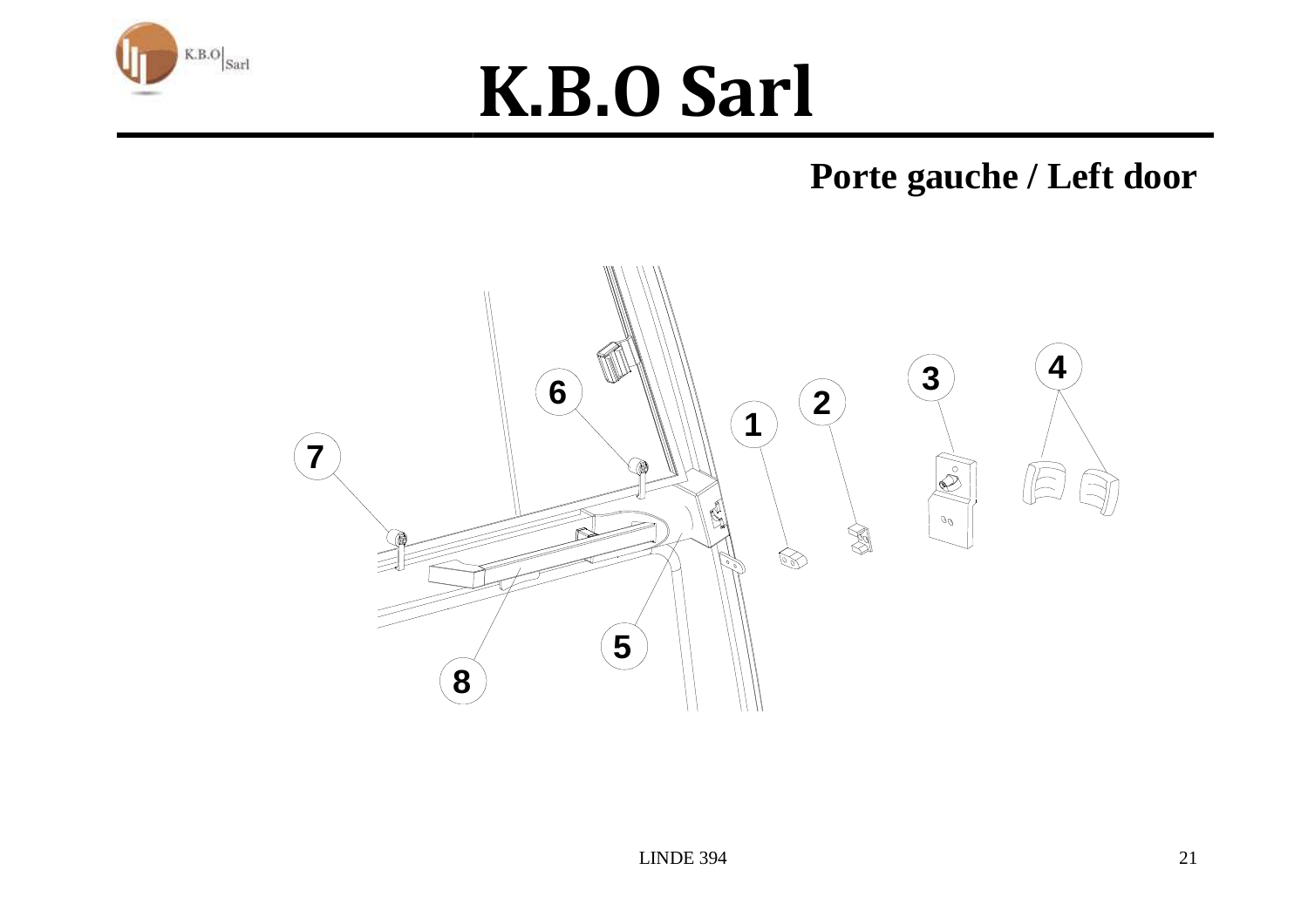# K.B.O Sarl

## Porte gauche / Left door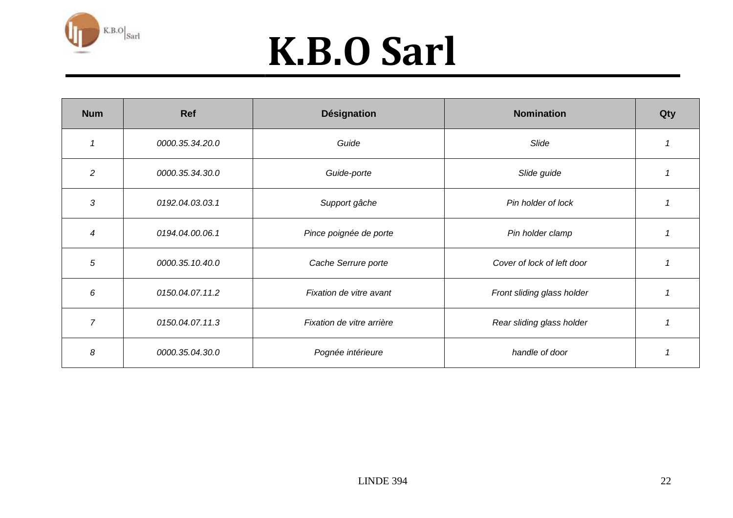# K.B.O Sarl

| Num | Ref | Désignation | Nomination | Qty |
|---|---|---|---|---|
| *1* | *0000.35.34.20.0* | *Guide* | *Slide* | *1* |
| *2* | *0000.35.34.30.0* | *Guide-porte* | *Slide guide* | *1* |
| *3* | *0192.04.03.03.1* | *Support gâche* | *Pin holder of lock* | *1* |
| *4* | *0194.04.00.06.1* | *Pince poignée de porte* | *Pin holder clamp* | *1* |
| *5* | *0000.35.10.40.0* | *Cache Serrure porte* | *Cover of lock of left door* | *1* |
| *6* | *0150.04.07.11.2* | *Fixation de vitre avant* | *Front sliding glass holder* | *1* |
| *7* | *0150.04.07.11.3* | *Fixation de vitre arrière* | *Rear sliding glass holder* | *1* |
| *8* | *0000.35.04.30.0* | *Pognée intérieure* | *handle of door* | *1* |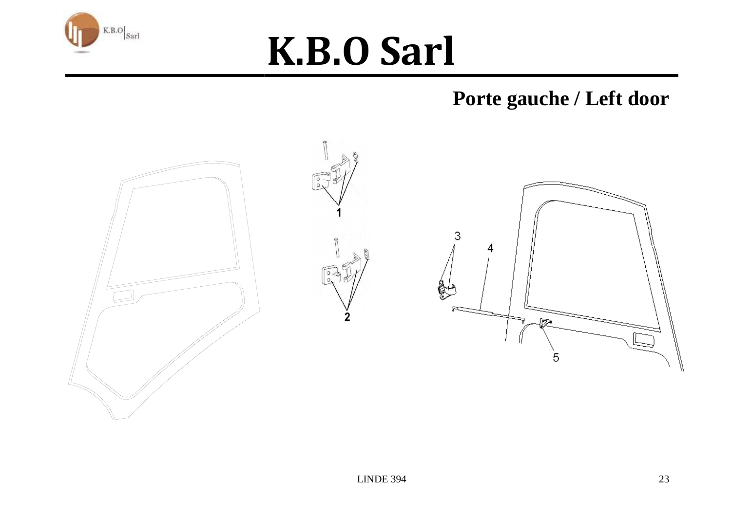# K.B.O Sarl

## Porte gauche / Left door

1

2

3

4

5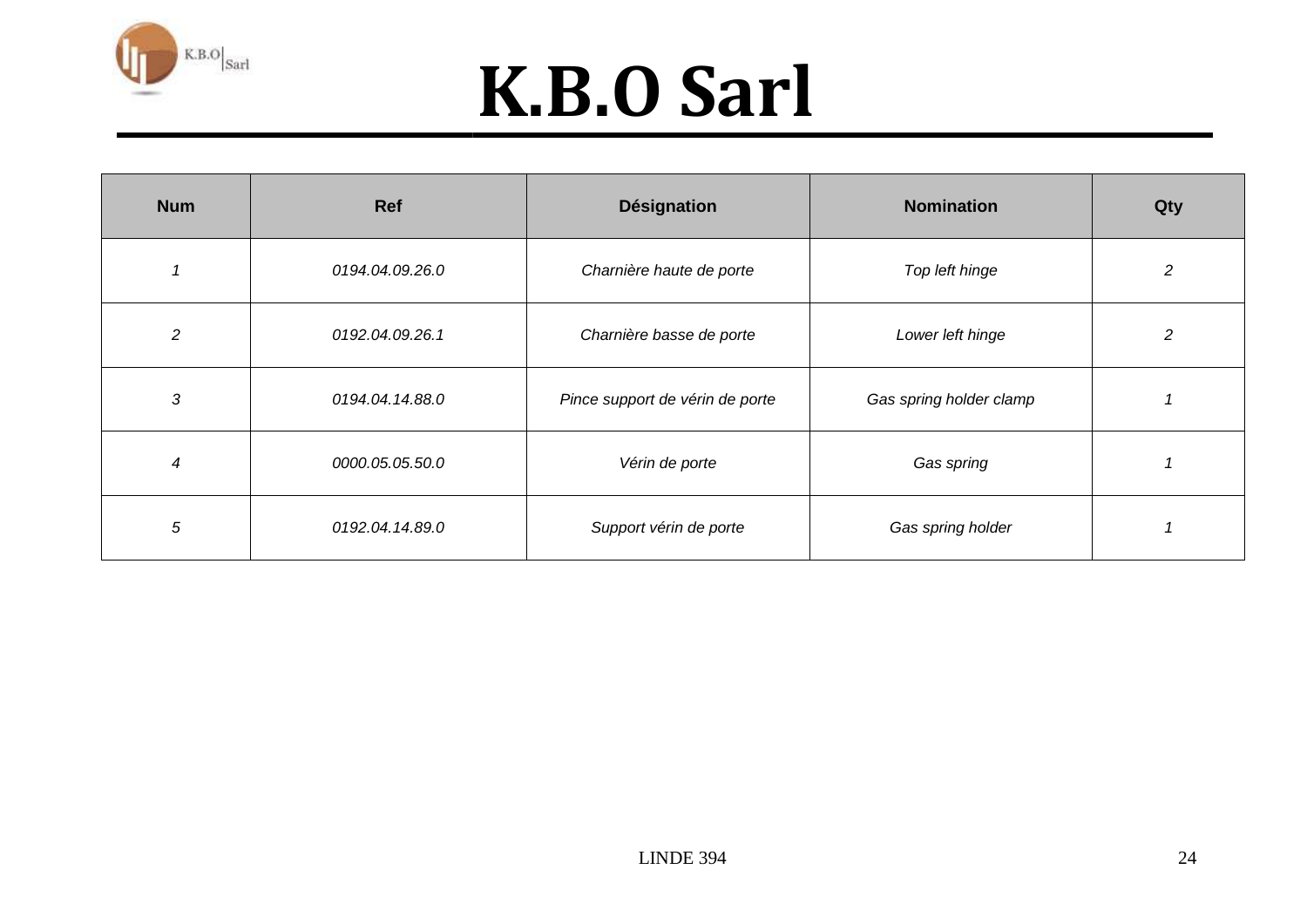# K.B.O Sarl

| Num | Ref | Désignation | Nomination | Qty |
|---|---|---|---|---|
| *1* | *0194.04.09.26.0* | *Charnière haute de porte* | *Top left hinge* | *2* |
| *2* | *0192.04.09.26.1* | *Charnière basse de porte* | *Lower left hinge* | *2* |
| *3* | *0194.04.14.88.0* | *Pince support de vérin de porte* | *Gas spring holder clamp* | *1* |
| *4* | *0000.05.05.50.0* | *Vérin de porte* | *Gas spring* | *1* |
| *5* | *0192.04.14.89.0* | *Support vérin de porte* | *Gas spring holder* | *1* |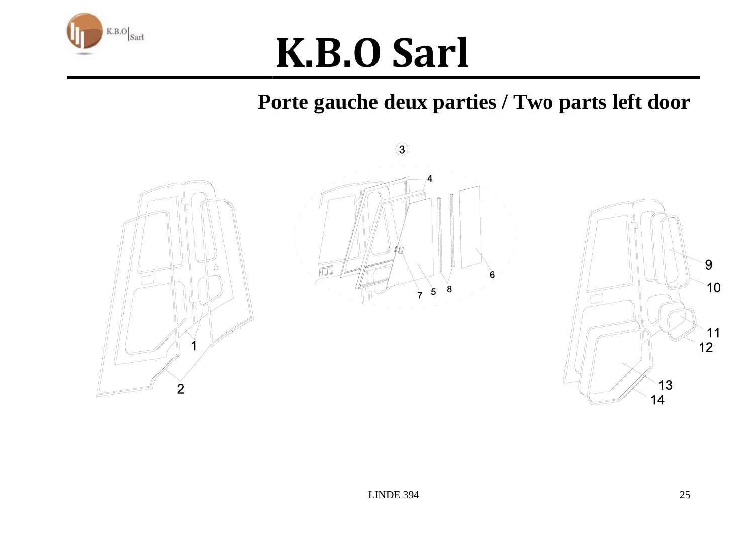# K.B.O Sarl

## Porte gauche deux parties / Two parts left door

3

4

6

7 5 8

1

2

9

10

11

12

13

14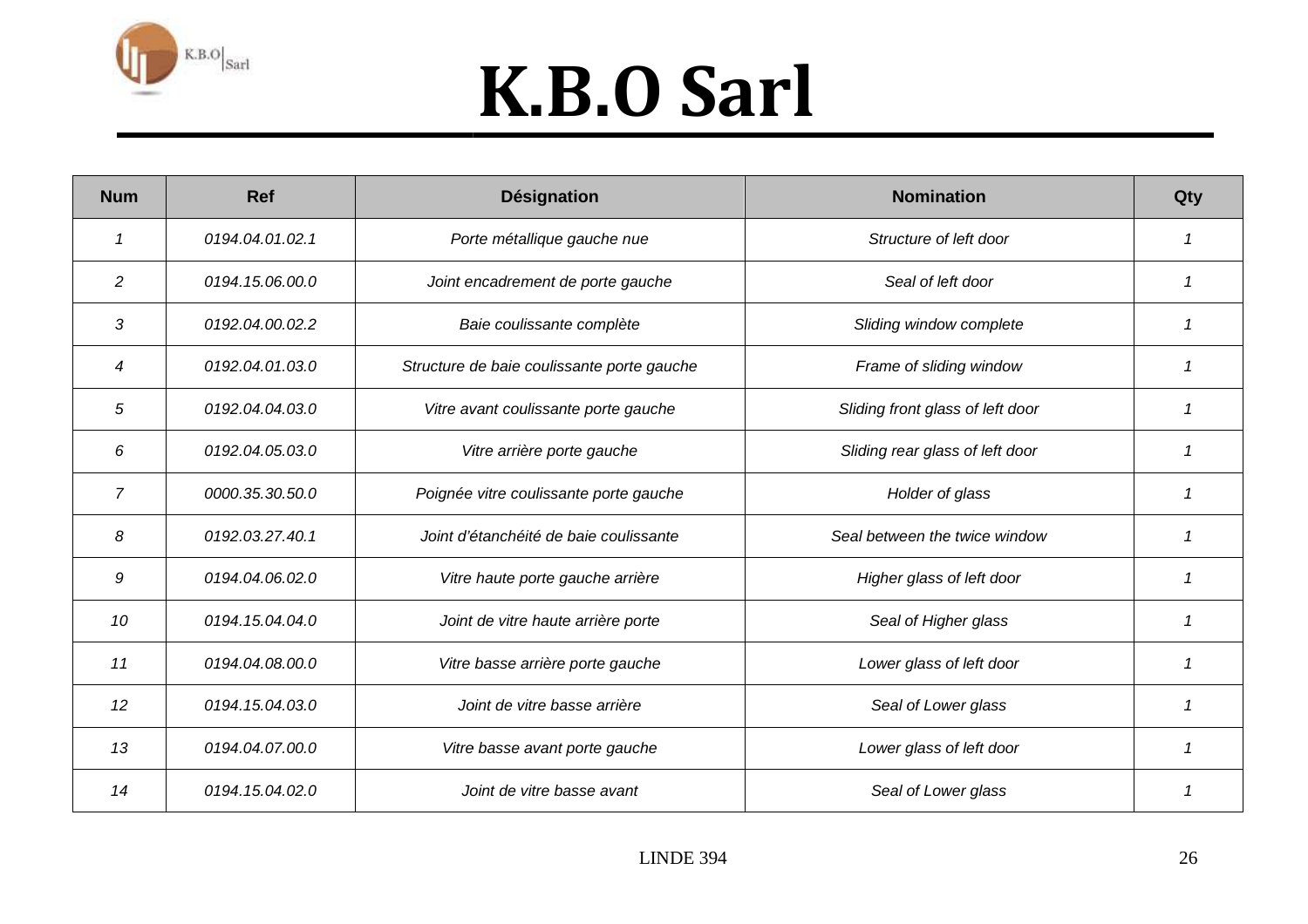# K.B.O Sarl

| Num | Ref | Désignation | Nomination | Qty |
|---|---|---|---|---|
| *1* | *0194.04.01.02.1* | *Porte métallique gauche nue* | *Structure of left door* | *1* |
| *2* | *0194.15.06.00.0* | *Joint encadrement de porte gauche* | *Seal of left door* | *1* |
| *3* | *0192.04.00.02.2* | *Baie coulissante complète* | *Sliding window complete* | *1* |
| *4* | *0192.04.01.03.0* | *Structure de baie coulissante porte gauche* | *Frame of sliding window* | *1* |
| *5* | *0192.04.04.03.0* | *Vitre avant coulissante porte gauche* | *Sliding front glass of left door* | *1* |
| *6* | *0192.04.05.03.0* | *Vitre arrière porte gauche* | *Sliding rear glass of left door* | *1* |
| *7* | *0000.35.30.50.0* | *Poignée vitre coulissante porte gauche* | *Holder of glass* | *1* |
| *8* | *0192.03.27.40.1* | *Joint d'étanchéité de baie coulissante* | *Seal between the twice window* | *1* |
| *9* | *0194.04.06.02.0* | *Vitre haute porte gauche arrière* | *Higher glass of left door* | *1* |
| *10* | *0194.15.04.04.0* | *Joint de vitre haute arrière porte* | *Seal of Higher glass* | *1* |
| *11* | *0194.04.08.00.0* | *Vitre basse arrière porte gauche* | *Lower glass of left door* | *1* |
| *12* | *0194.15.04.03.0* | *Joint de vitre basse arrière* | *Seal of Lower glass* | *1* |
| *13* | *0194.04.07.00.0* | *Vitre basse avant porte gauche* | *Lower glass of left door* | *1* |
| *14* | *0194.15.04.02.0* | *Joint de vitre basse avant* | *Seal of Lower glass* | *1* |

LINDE 394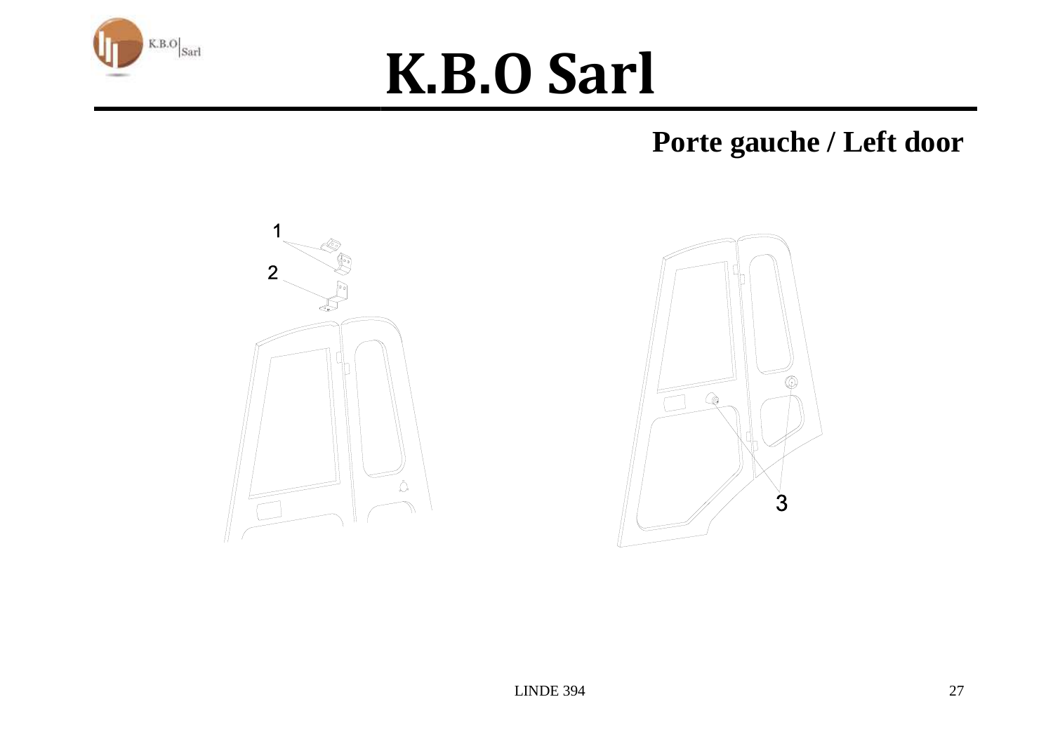# K.B.O Sarl

## Porte gauche / Left door

1

2

3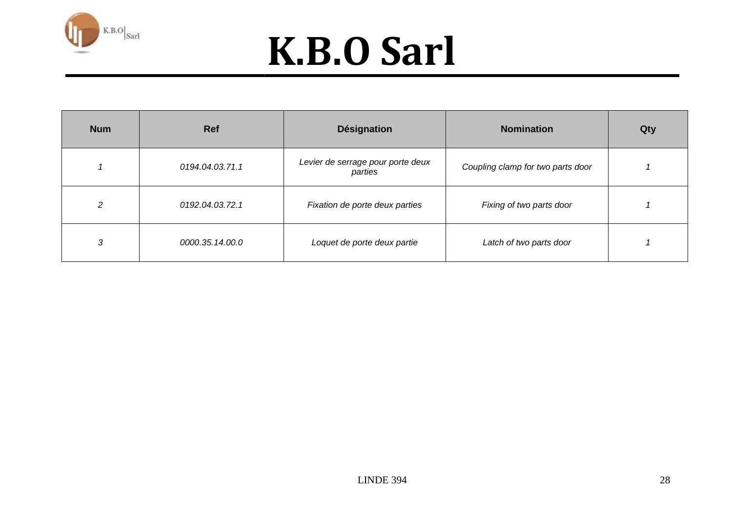# K.B.O Sarl

| Num | Ref | Désignation | Nomination | Qty |
|---|---|---|---|---|
| *1* | *0194.04.03.71.1* | *Levier de serrage pour porte deux parties* | *Coupling clamp for two parts door* | *1* |
| *2* | *0192.04.03.72.1* | *Fixation de porte deux parties* | *Fixing of two parts door* | *1* |
| *3* | *0000.35.14.00.0* | *Loquet de porte deux partie* | *Latch of two parts door* | *1* |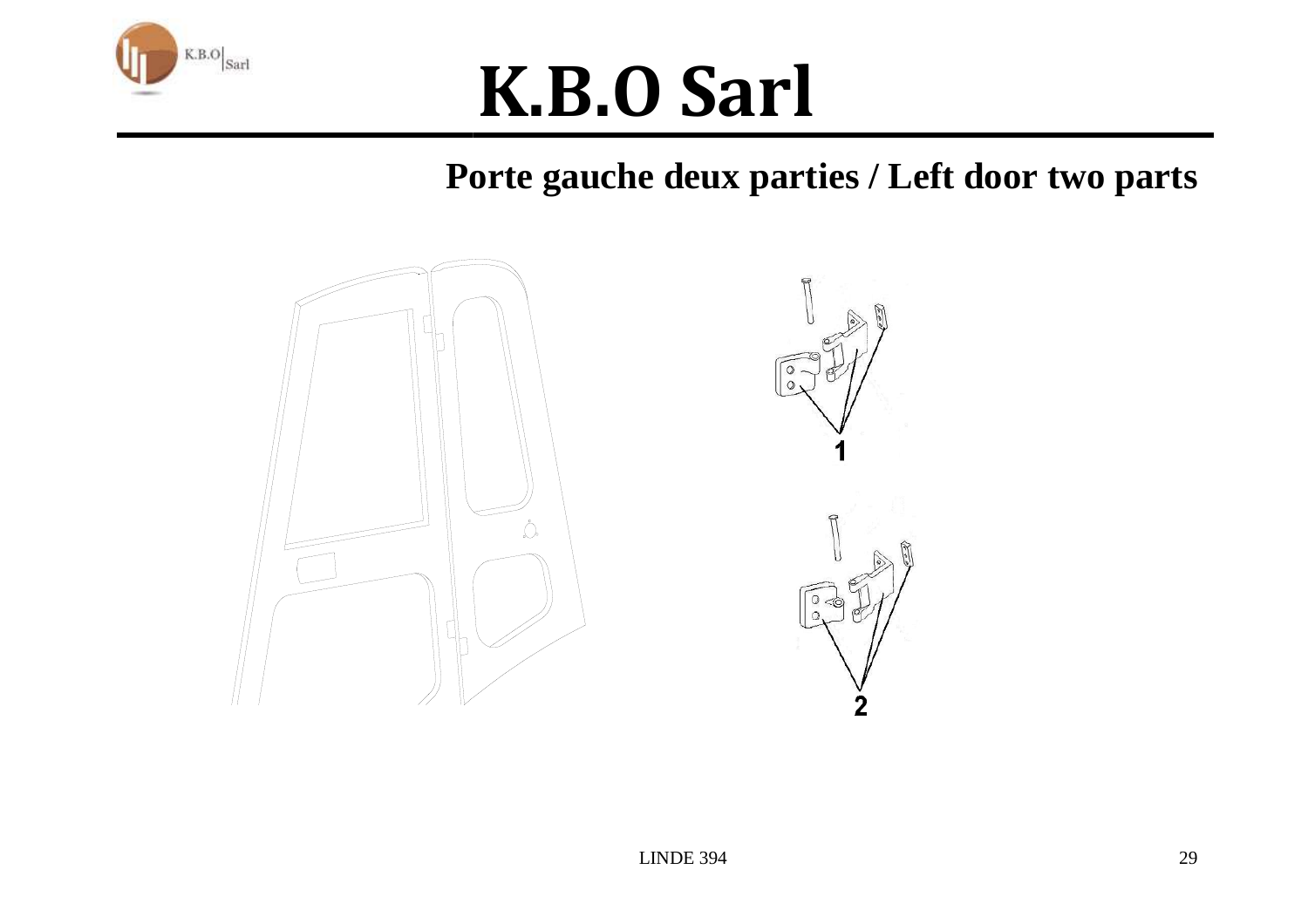# K.B.O Sarl

## Porte gauche deux parties / Left door two parts

1

2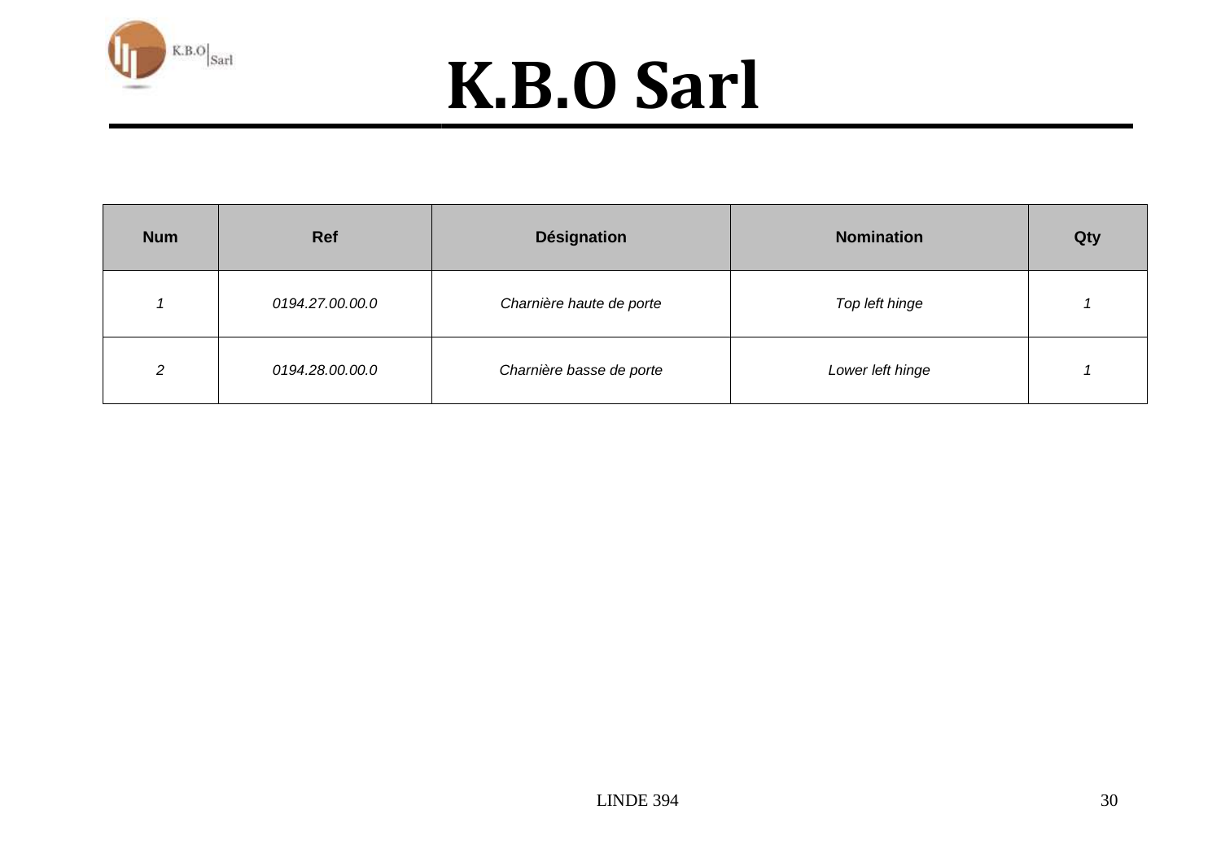# K.B.O Sarl

| Num | Ref | Désignation | Nomination | Qty |
|---|---|---|---|---|
| *1* | *0194.27.00.00.0* | *Charnière haute de porte* | *Top left hinge* | *1* |
| *2* | *0194.28.00.00.0* | *Charnière basse de porte* | *Lower left hinge* | *1* |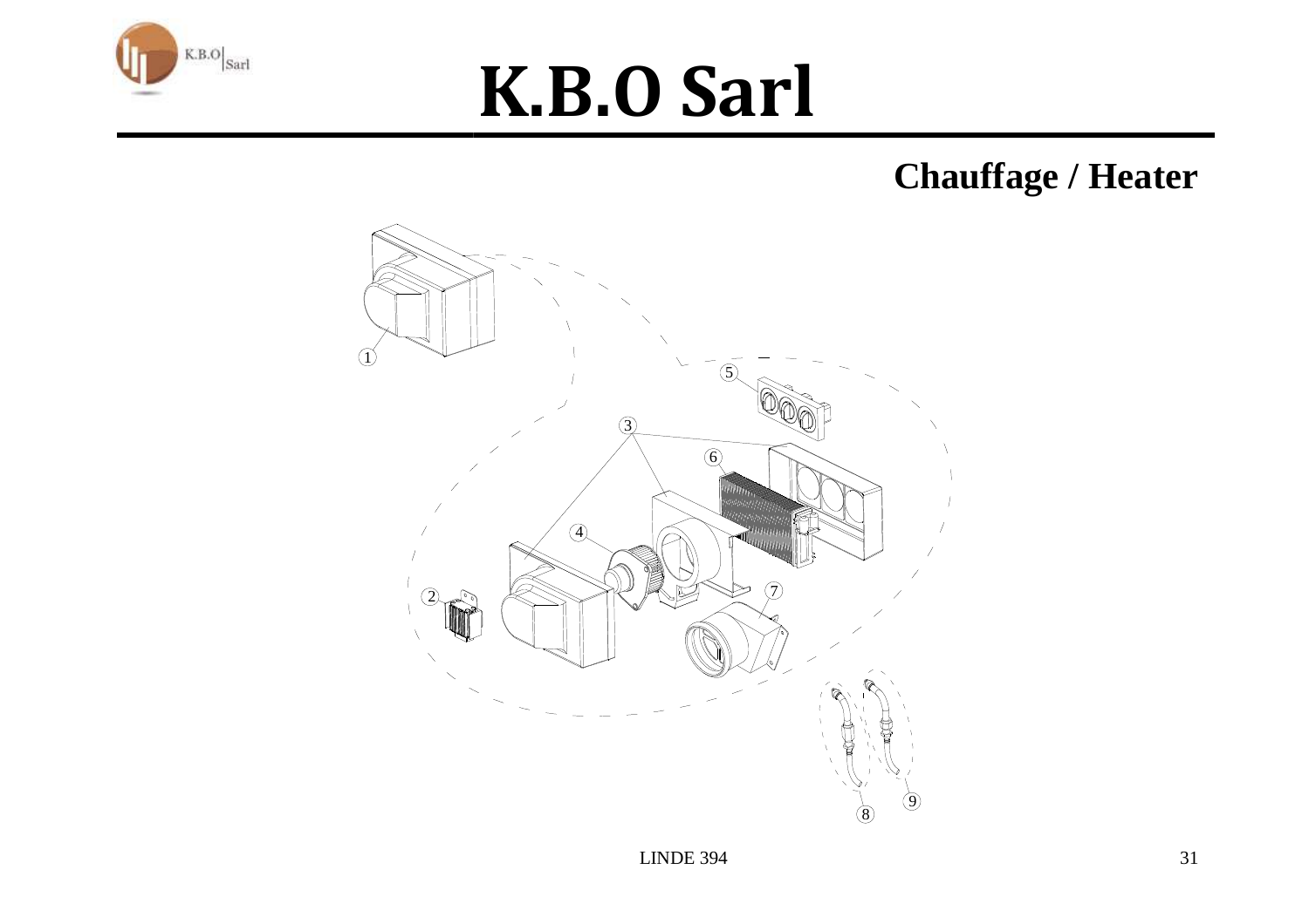# K.B.O Sarl

## Chauffage / Heater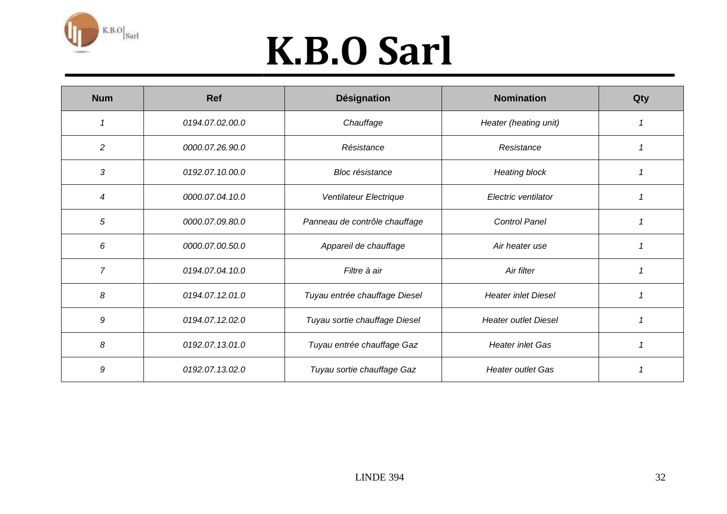# K.B.O Sarl

| Num | Ref | Désignation | Nomination | Qty |
|---|---|---|---|---|
| *1* | *0194.07.02.00.0* | *Chauffage* | *Heater (heating unit)* | *1* |
| *2* | *0000.07.26.90.0* | *Résistance* | *Resistance* | *1* |
| *3* | *0192.07.10.00.0* | *Bloc résistance* | *Heating block* | *1* |
| *4* | *0000.07.04.10.0* | *Ventilateur Electrique* | *Electric ventilator* | *1* |
| *5* | *0000.07.09.80.0* | *Panneau de contrôle chauffage* | *Control Panel* | *1* |
| *6* | *0000.07.00.50.0* | *Appareil de chauffage* | *Air heater use* | *1* |
| *7* | *0194.07.04.10.0* | *Filtre à air* | *Air filter* | *1* |
| *8* | *0194.07.12.01.0* | *Tuyau entrée chauffage Diesel* | *Heater inlet Diesel* | *1* |
| *9* | *0194.07.12.02.0* | *Tuyau sortie chauffage Diesel* | *Heater outlet Diesel* | *1* |
| *8* | *0192.07.13.01.0* | *Tuyau entrée chauffage Gaz* | *Heater inlet Gas* | *1* |
| *9* | *0192.07.13.02.0* | *Tuyau sortie chauffage Gaz* | *Heater outlet Gas* | *1* |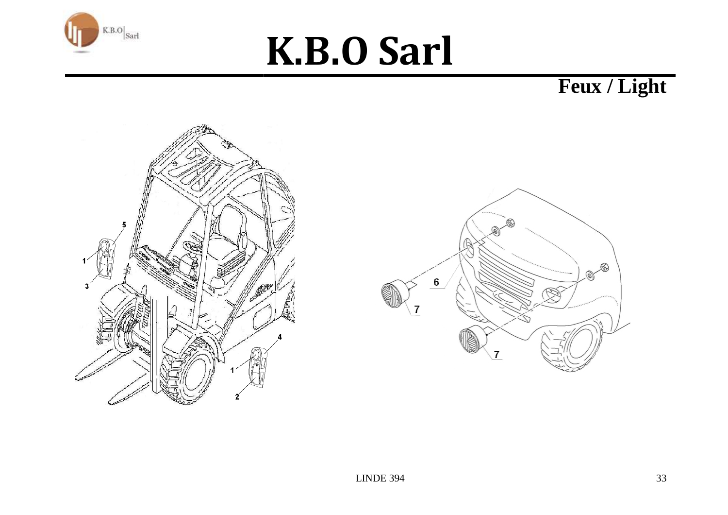# K.B.O Sarl

## Feux / Light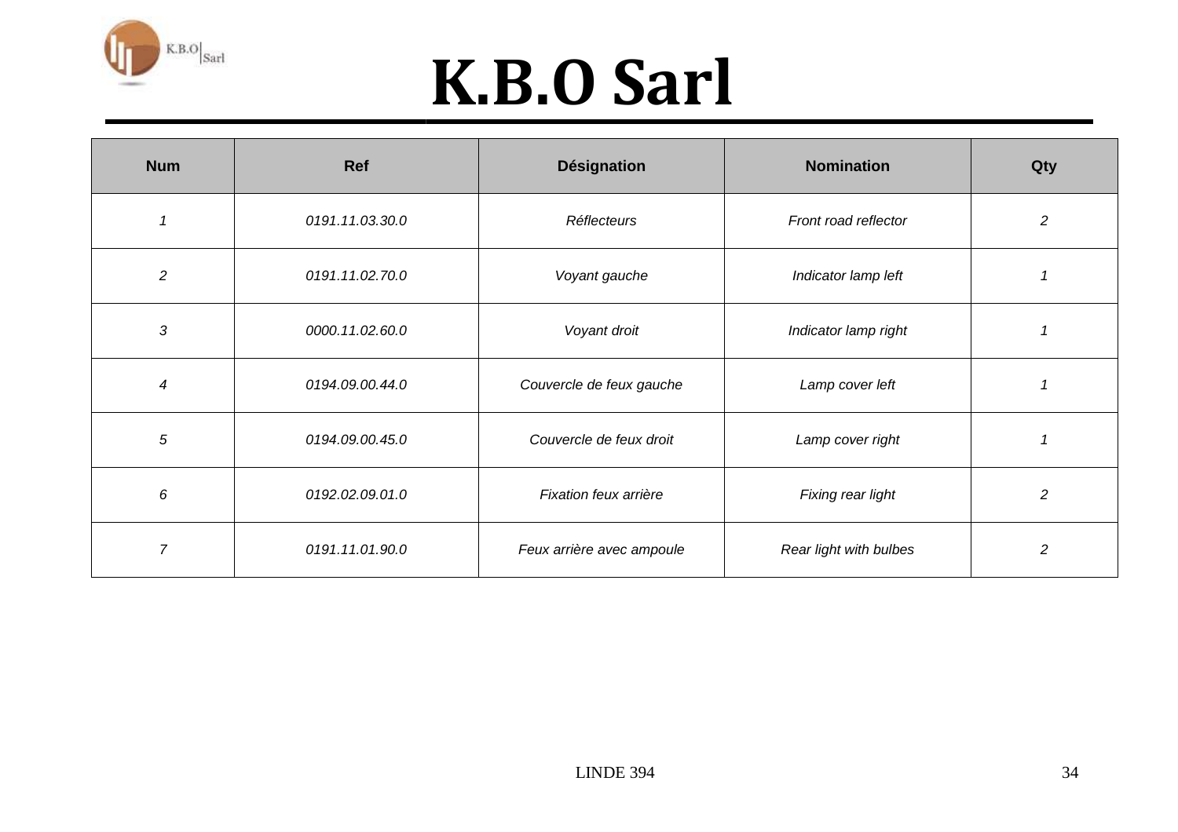# K.B.O Sarl

| Num | Ref | Désignation | Nomination | Qty |
|---|---|---|---|---|
| *1* | *0191.11.03.30.0* | *Réflecteurs* | *Front road reflector* | *2* |
| *2* | *0191.11.02.70.0* | *Voyant gauche* | *Indicator lamp left* | *1* |
| *3* | *0000.11.02.60.0* | *Voyant droit* | *Indicator lamp right* | *1* |
| *4* | *0194.09.00.44.0* | *Couvercle de feux gauche* | *Lamp cover left* | *1* |
| *5* | *0194.09.00.45.0* | *Couvercle de feux droit* | *Lamp cover right* | *1* |
| *6* | *0192.02.09.01.0* | *Fixation feux arrière* | *Fixing rear light* | *2* |
| *7* | *0191.11.01.90.0* | *Feux arrière avec ampoule* | *Rear light with bulbes* | *2* |

LINDE 394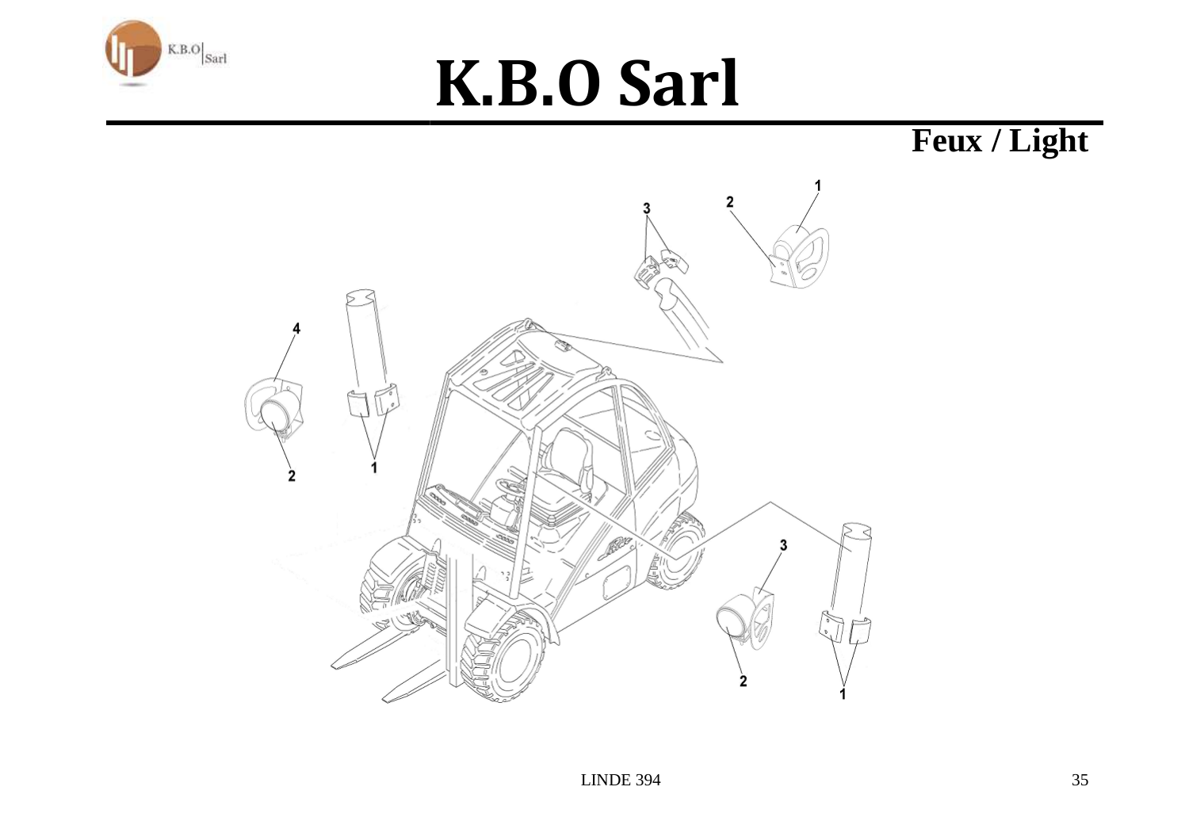# K.B.O Sarl

## Feux / Light

LINDE 394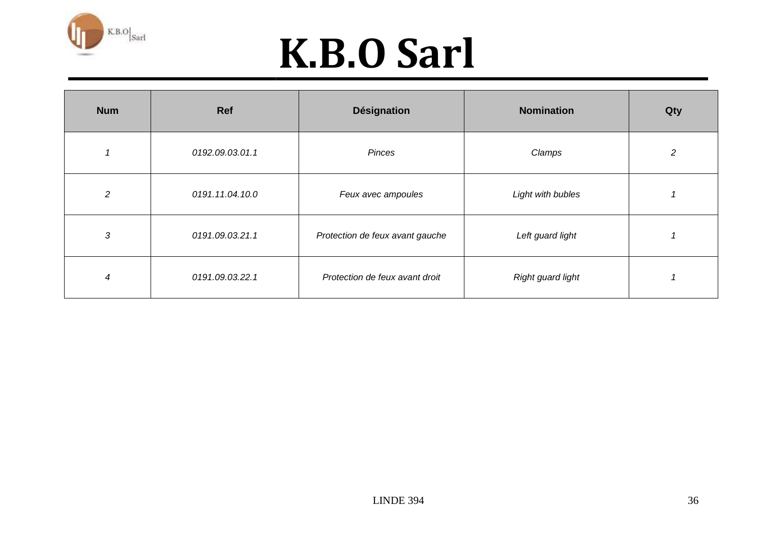# K.B.O Sarl

| Num | Ref | Désignation | Nomination | Qty |
|---|---|---|---|---|
| *1* | *0192.09.03.01.1* | *Pinces* | *Clamps* | *2* |
| *2* | *0191.11.04.10.0* | *Feux avec ampoules* | *Light with bubles* | *1* |
| *3* | *0191.09.03.21.1* | *Protection de feux avant gauche* | *Left guard light* | *1* |
| *4* | *0191.09.03.22.1* | *Protection de feux avant droit* | *Right guard light* | *1* |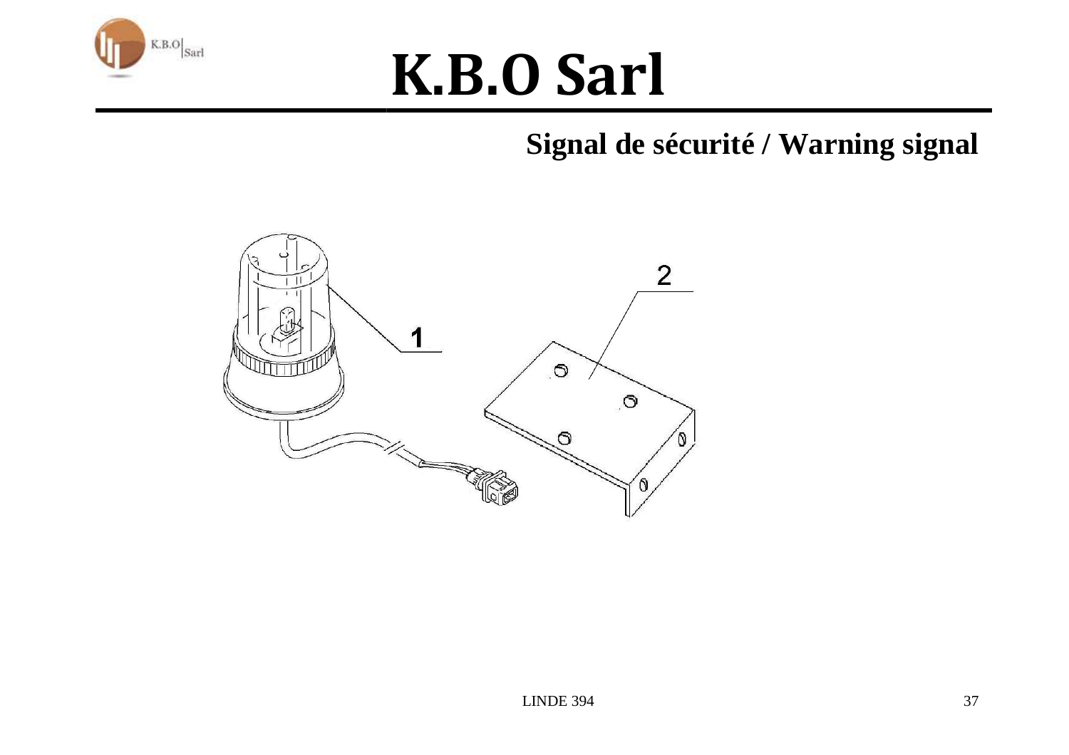# K.B.O Sarl

## Signal de sécurité / Warning signal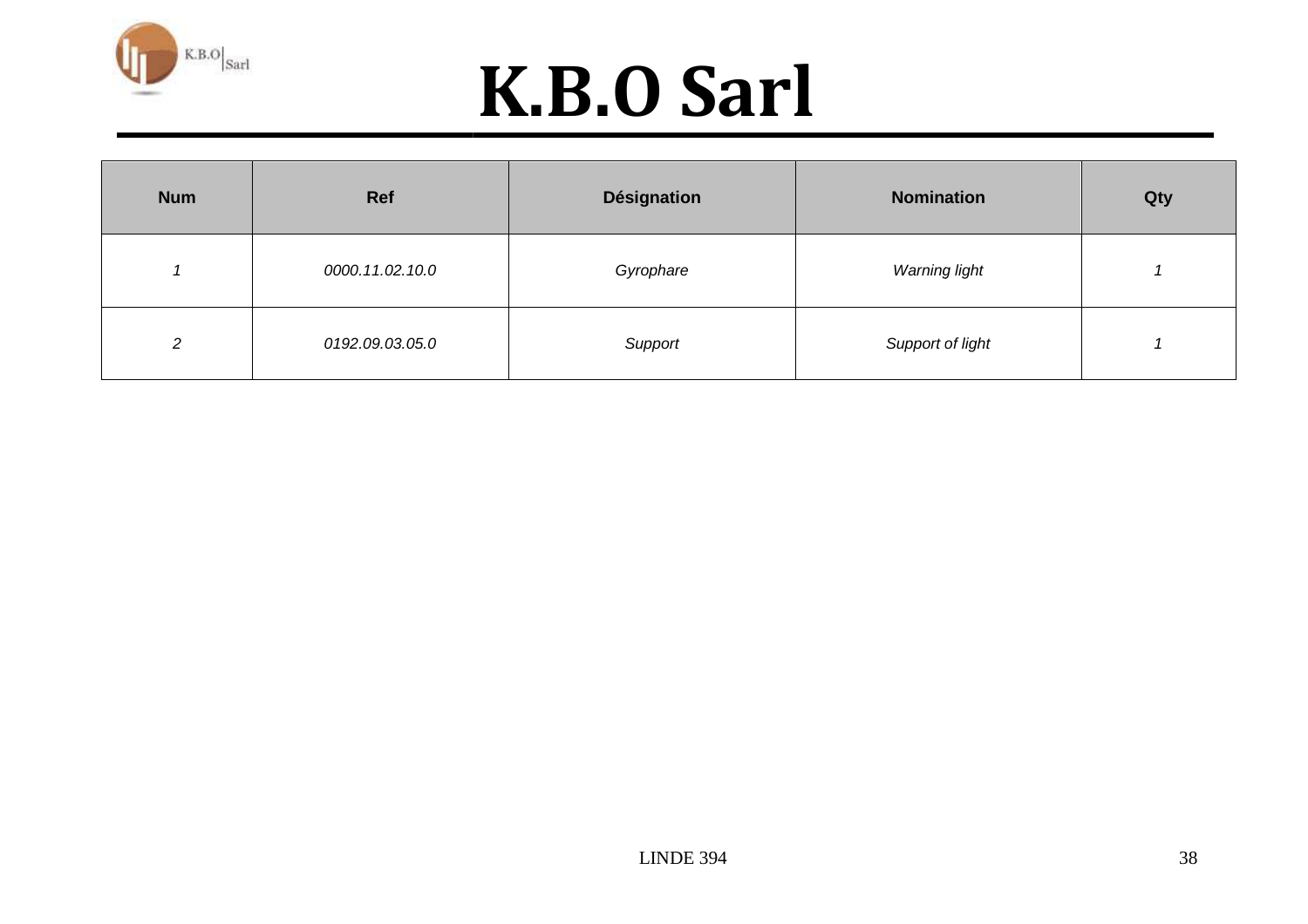# K.B.O Sarl

| Num | Ref | Désignation | Nomination | Qty |
|---|---|---|---|---|
| *1* | *0000.11.02.10.0* | *Gyrophare* | *Warning light* | *1* |
| *2* | *0192.09.03.05.0* | *Support* | *Support of light* | *1* |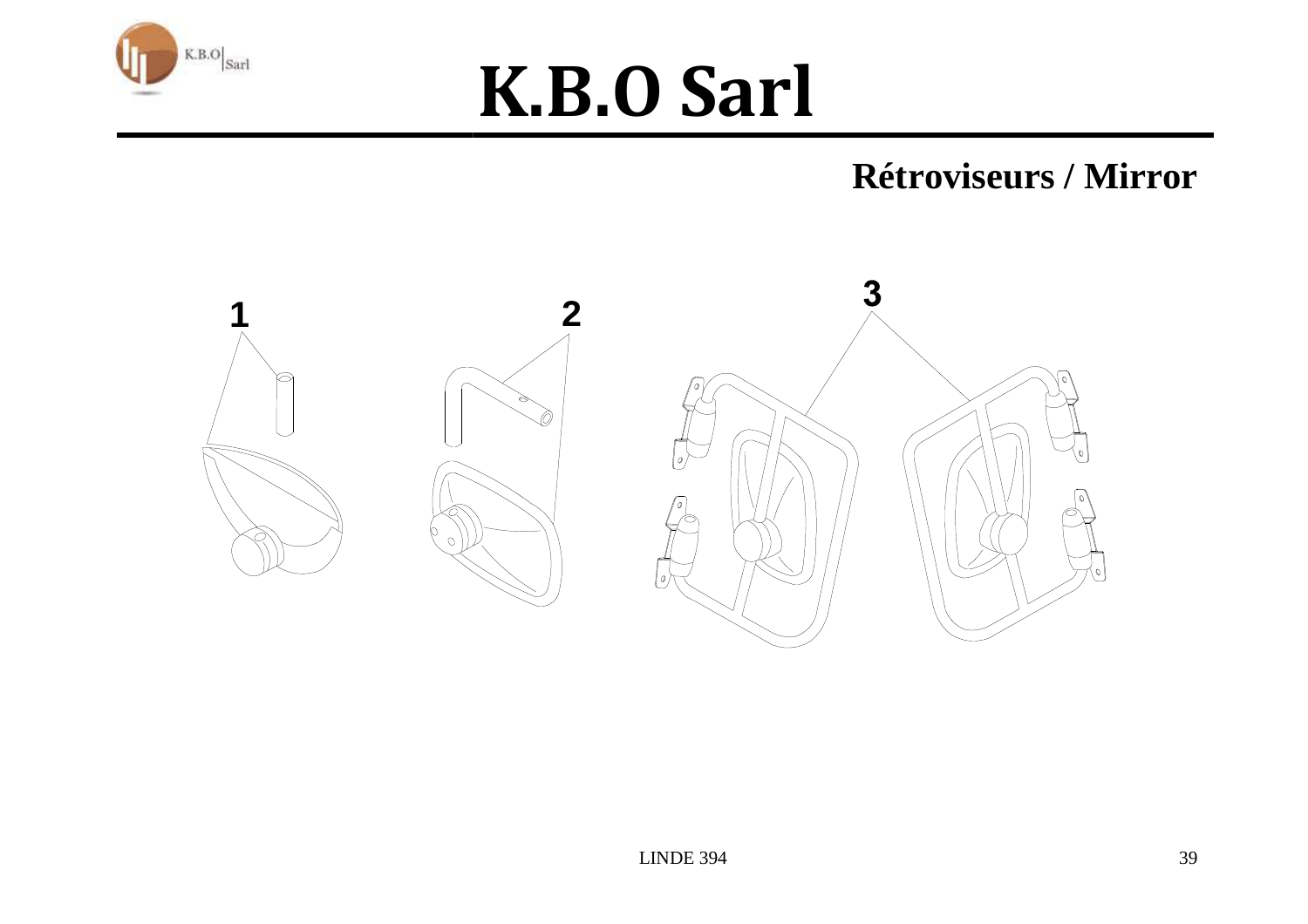# K.B.O Sarl

## Rétroviseurs / Mirror

1

2

3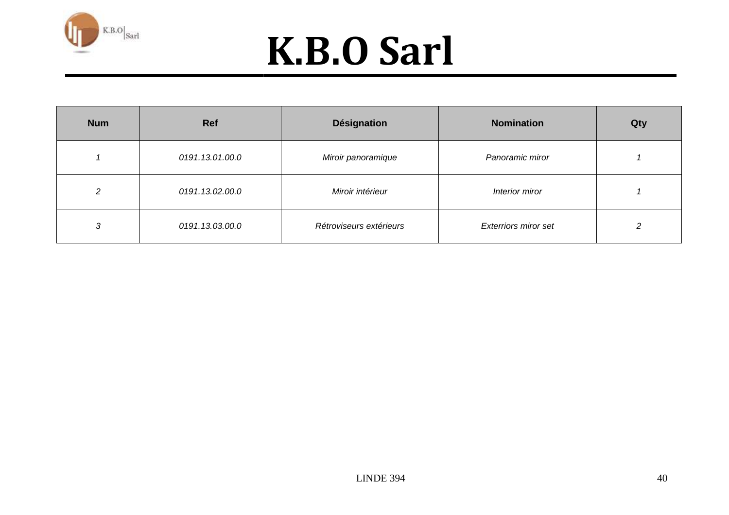# K.B.O Sarl

| Num | Ref | Désignation | Nomination | Qty |
|---|---|---|---|---|
| *1* | *0191.13.01.00.0* | *Miroir panoramique* | *Panoramic miror* | *1* |
| *2* | *0191.13.02.00.0* | *Miroir intérieur* | *Interior miror* | *1* |
| *3* | *0191.13.03.00.0* | *Rétroviseurs extérieurs* | *Exterriors miror set* | *2* |